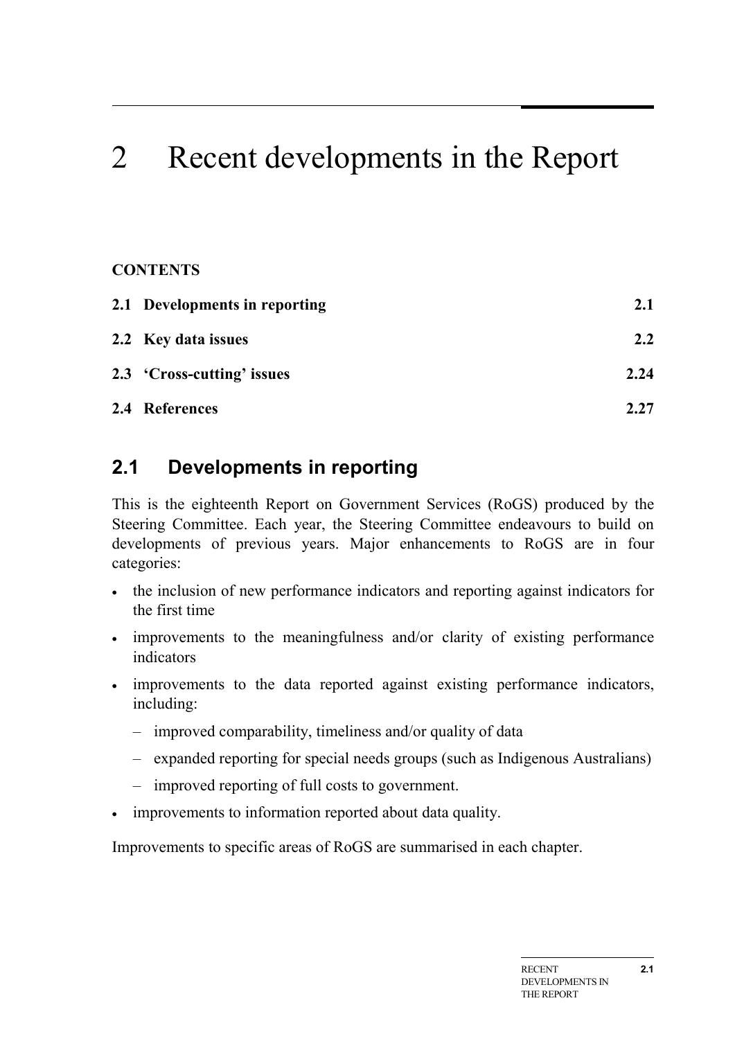# 2 Recent developments in the Report

**CONTENTS**

| | |
|---|---|
| **2.1 Developments in reporting** | **2.1** |
| **2.2 Key data issues** | **2.2** |
| **2.3 'Cross-cutting' issues** | **2.24** |
| **2.4 References** | **2.27** |

## 2.1 Developments in reporting

This is the eighteenth Report on Government Services (RoGS) produced by the Steering Committee. Each year, the Steering Committee endeavours to build on developments of previous years. Major enhancements to RoGS are in four categories:

- the inclusion of new performance indicators and reporting against indicators for the first time
- improvements to the meaningfulness and/or clarity of existing performance indicators
- improvements to the data reported against existing performance indicators, including:
  - improved comparability, timeliness and/or quality of data
  - expanded reporting for special needs groups (such as Indigenous Australians)
  - improved reporting of full costs to government.
- improvements to information reported about data quality.

Improvements to specific areas of RoGS are summarised in each chapter.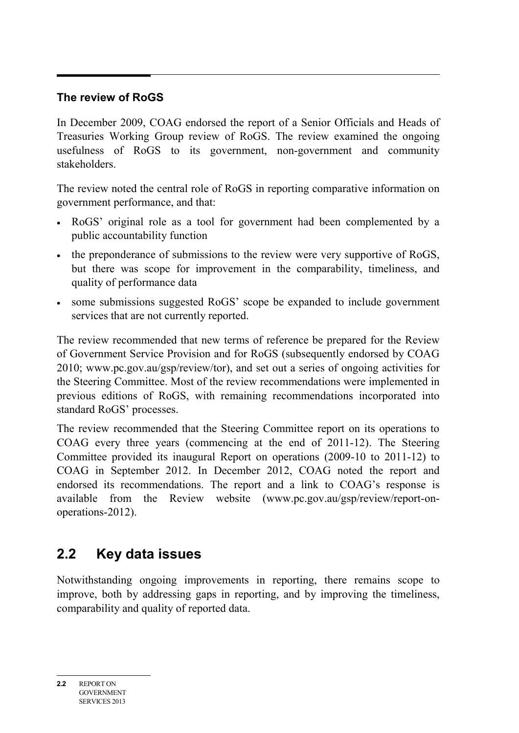### The review of RoGS

In December 2009, COAG endorsed the report of a Senior Officials and Heads of Treasuries Working Group review of RoGS. The review examined the ongoing usefulness of RoGS to its government, non-government and community stakeholders.

The review noted the central role of RoGS in reporting comparative information on government performance, and that:

- RoGS' original role as a tool for government had been complemented by a public accountability function
- the preponderance of submissions to the review were very supportive of RoGS, but there was scope for improvement in the comparability, timeliness, and quality of performance data
- some submissions suggested RoGS' scope be expanded to include government services that are not currently reported.

The review recommended that new terms of reference be prepared for the Review of Government Service Provision and for RoGS (subsequently endorsed by COAG 2010; www.pc.gov.au/gsp/review/tor), and set out a series of ongoing activities for the Steering Committee. Most of the review recommendations were implemented in previous editions of RoGS, with remaining recommendations incorporated into standard RoGS' processes.

The review recommended that the Steering Committee report on its operations to COAG every three years (commencing at the end of 2011-12). The Steering Committee provided its inaugural Report on operations (2009-10 to 2011-12) to COAG in September 2012. In December 2012, COAG noted the report and endorsed its recommendations. The report and a link to COAG's response is available from the Review website (www.pc.gov.au/gsp/review/report-on-operations-2012).

## 2.2 Key data issues

Notwithstanding ongoing improvements in reporting, there remains scope to improve, both by addressing gaps in reporting, and by improving the timeliness, comparability and quality of reported data.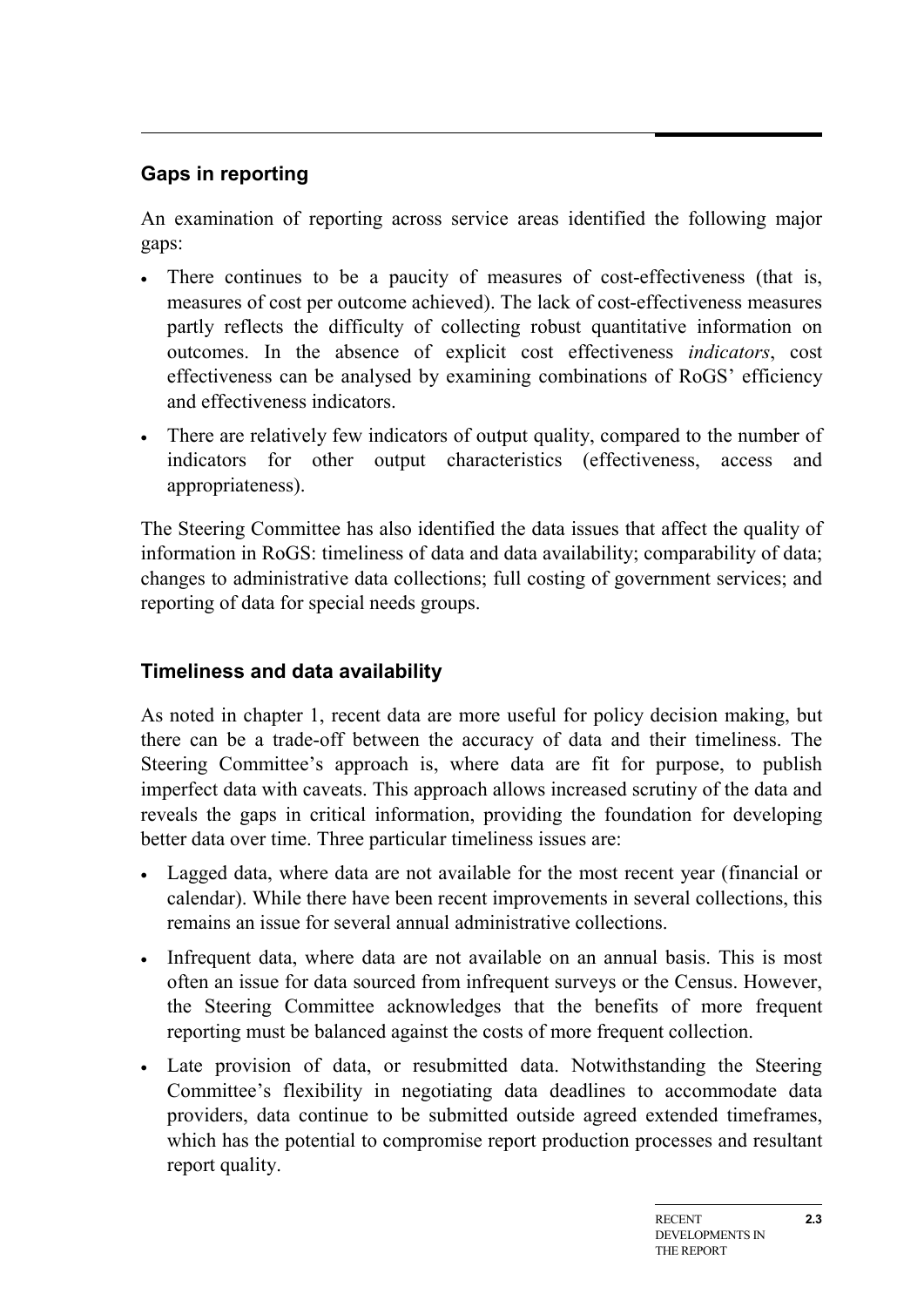## Gaps in reporting

An examination of reporting across service areas identified the following major gaps:

- There continues to be a paucity of measures of cost-effectiveness (that is, measures of cost per outcome achieved). The lack of cost-effectiveness measures partly reflects the difficulty of collecting robust quantitative information on outcomes. In the absence of explicit cost effectiveness *indicators*, cost effectiveness can be analysed by examining combinations of RoGS' efficiency and effectiveness indicators.
- There are relatively few indicators of output quality, compared to the number of indicators for other output characteristics (effectiveness, access and appropriateness).

The Steering Committee has also identified the data issues that affect the quality of information in RoGS: timeliness of data and data availability; comparability of data; changes to administrative data collections; full costing of government services; and reporting of data for special needs groups.

## Timeliness and data availability

As noted in chapter 1, recent data are more useful for policy decision making, but there can be a trade-off between the accuracy of data and their timeliness. The Steering Committee's approach is, where data are fit for purpose, to publish imperfect data with caveats. This approach allows increased scrutiny of the data and reveals the gaps in critical information, providing the foundation for developing better data over time. Three particular timeliness issues are:

- Lagged data, where data are not available for the most recent year (financial or calendar). While there have been recent improvements in several collections, this remains an issue for several annual administrative collections.
- Infrequent data, where data are not available on an annual basis. This is most often an issue for data sourced from infrequent surveys or the Census. However, the Steering Committee acknowledges that the benefits of more frequent reporting must be balanced against the costs of more frequent collection.
- Late provision of data, or resubmitted data. Notwithstanding the Steering Committee's flexibility in negotiating data deadlines to accommodate data providers, data continue to be submitted outside agreed extended timeframes, which has the potential to compromise report production processes and resultant report quality.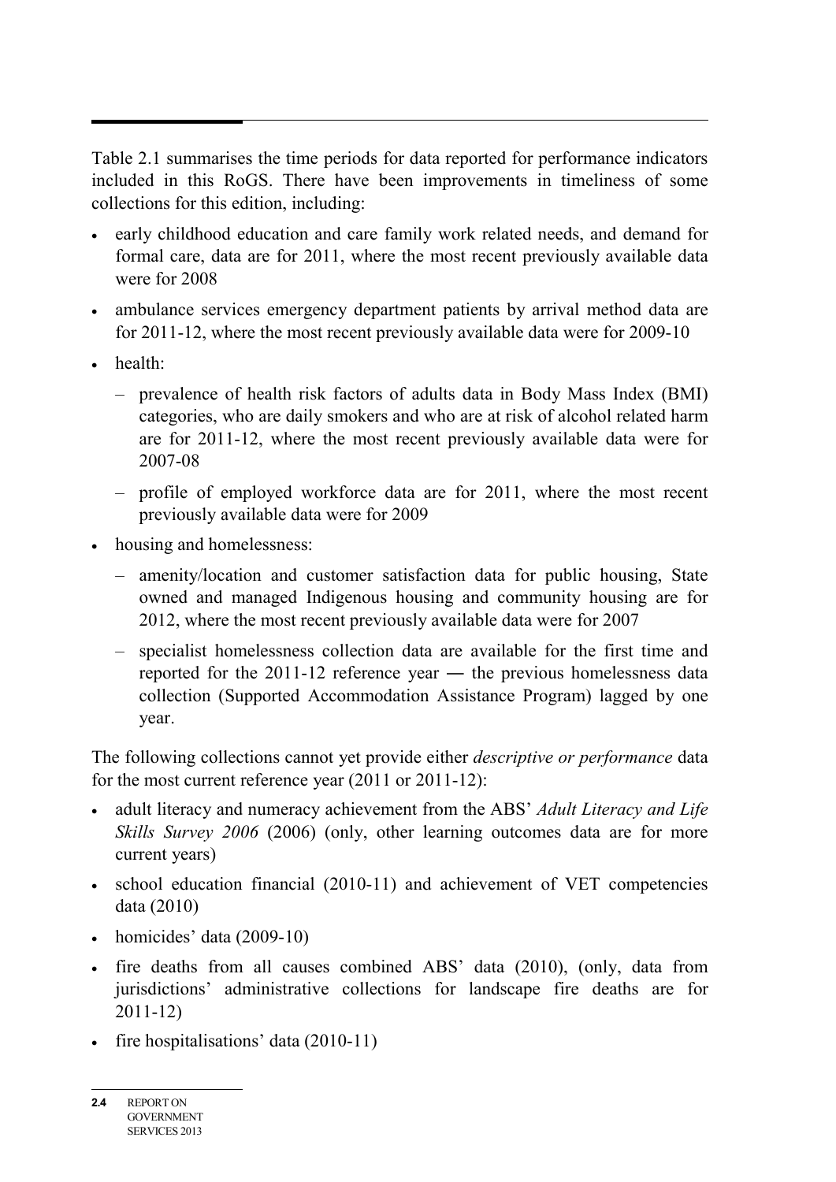Table 2.1 summarises the time periods for data reported for performance indicators included in this RoGS. There have been improvements in timeliness of some collections for this edition, including:

- early childhood education and care family work related needs, and demand for formal care, data are for 2011, where the most recent previously available data were for 2008
- ambulance services emergency department patients by arrival method data are for 2011-12, where the most recent previously available data were for 2009-10
- health:
  - prevalence of health risk factors of adults data in Body Mass Index (BMI) categories, who are daily smokers and who are at risk of alcohol related harm are for 2011-12, where the most recent previously available data were for 2007-08
  - profile of employed workforce data are for 2011, where the most recent previously available data were for 2009
- housing and homelessness:
  - amenity/location and customer satisfaction data for public housing, State owned and managed Indigenous housing and community housing are for 2012, where the most recent previously available data were for 2007
  - specialist homelessness collection data are available for the first time and reported for the 2011-12 reference year ― the previous homelessness data collection (Supported Accommodation Assistance Program) lagged by one year.

The following collections cannot yet provide either *descriptive or performance* data for the most current reference year (2011 or 2011-12):

- adult literacy and numeracy achievement from the ABS' *Adult Literacy and Life Skills Survey 2006* (2006) (only, other learning outcomes data are for more current years)
- school education financial (2010-11) and achievement of VET competencies data (2010)
- homicides' data (2009-10)
- fire deaths from all causes combined ABS' data (2010), (only, data from jurisdictions' administrative collections for landscape fire deaths are for 2011-12)
- fire hospitalisations' data (2010-11)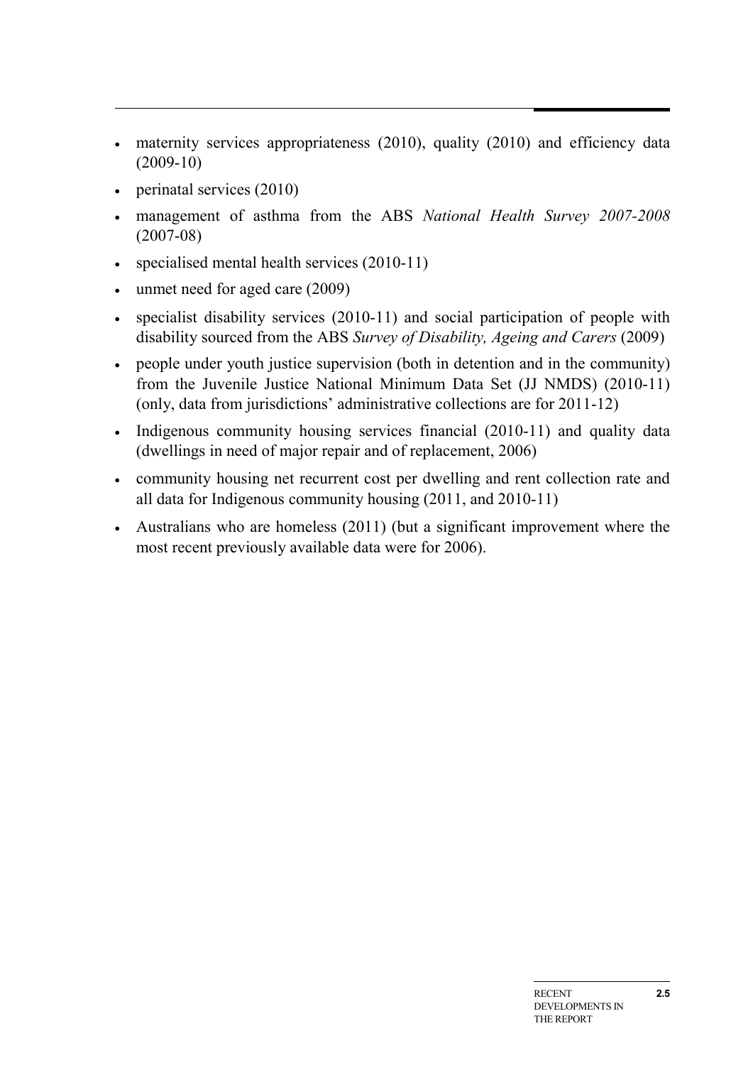- maternity services appropriateness (2010), quality (2010) and efficiency data (2009-10)
- perinatal services (2010)
- management of asthma from the ABS *National Health Survey 2007-2008* (2007-08)
- specialised mental health services (2010-11)
- unmet need for aged care (2009)
- specialist disability services (2010-11) and social participation of people with disability sourced from the ABS *Survey of Disability, Ageing and Carers* (2009)
- people under youth justice supervision (both in detention and in the community) from the Juvenile Justice National Minimum Data Set (JJ NMDS) (2010-11) (only, data from jurisdictions' administrative collections are for 2011-12)
- Indigenous community housing services financial (2010-11) and quality data (dwellings in need of major repair and of replacement, 2006)
- community housing net recurrent cost per dwelling and rent collection rate and all data for Indigenous community housing (2011, and 2010-11)
- Australians who are homeless (2011) (but a significant improvement where the most recent previously available data were for 2006).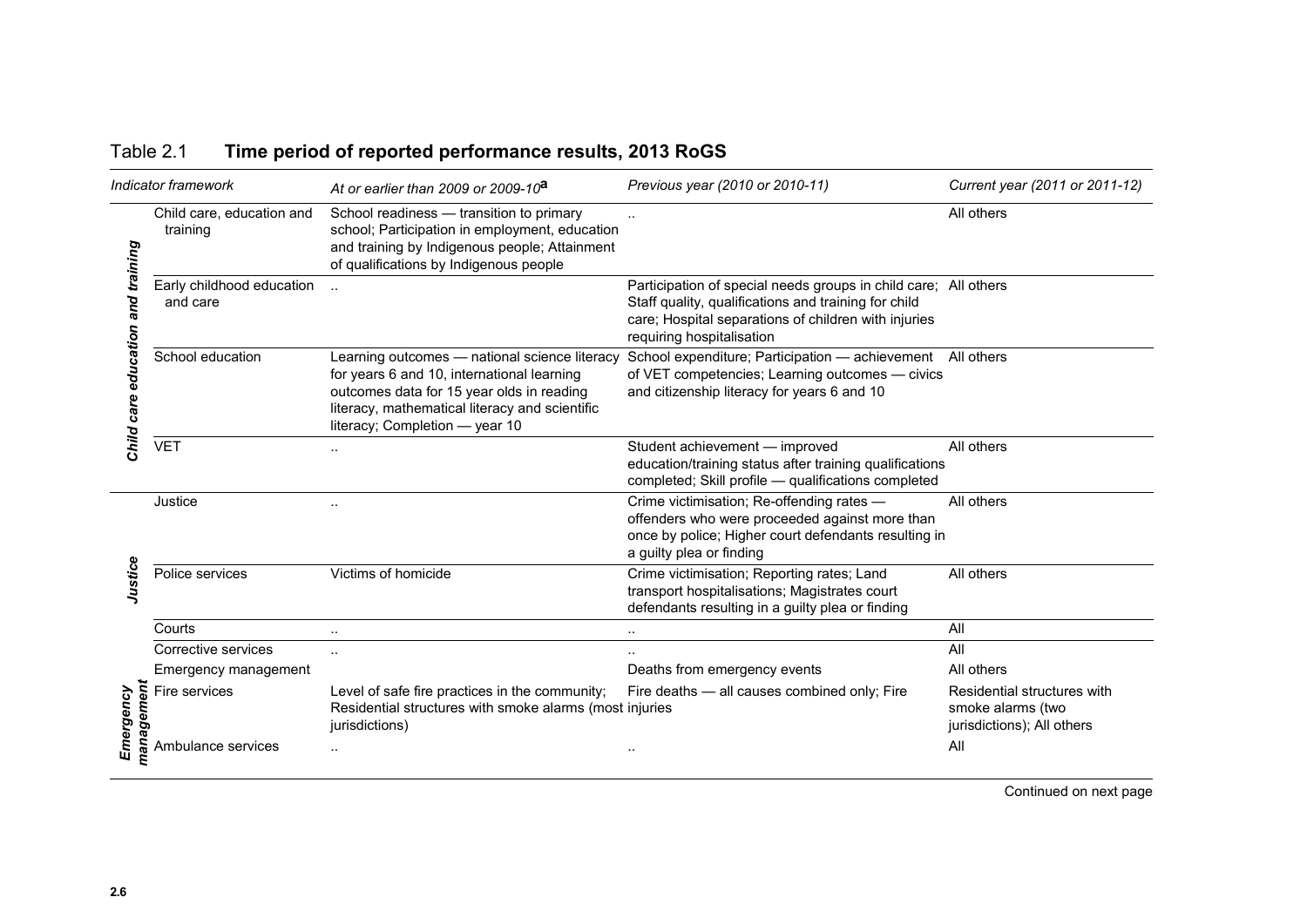Table 2.1 **Time period of reported performance results, 2013 RoGS**

| | *Indicator framework* | *At or earlier than 2009 or 2009-10*[a] | *Previous year (2010 or 2010-11)* | *Current year (2011 or 2011-12)* |
|---|---|---|---|---|
| ***Child care education and training*** | Child care, education and training | School readiness — transition to primary school; Participation in employment, education and training by Indigenous people; Attainment of qualifications by Indigenous people | .. | All others |
| | Early childhood education and care | .. | Participation of special needs groups in child care; Staff quality, qualifications and training for child care; Hospital separations of children with injuries requiring hospitalisation | All others |
| | School education | Learning outcomes — national science literacy for years 6 and 10, international learning outcomes data for 15 year olds in reading literacy, mathematical literacy and scientific literacy; Completion — year 10 | School expenditure; Participation — achievement of VET competencies; Learning outcomes — civics and citizenship literacy for years 6 and 10 | All others |
| | VET | .. | Student achievement — improved education/training status after training qualifications completed; Skill profile — qualifications completed | All others |
| ***Justice*** | Justice | .. | Crime victimisation; Re-offending rates — offenders who were proceeded against more than once by police; Higher court defendants resulting in a guilty plea or finding | All others |
| | Police services | Victims of homicide | Crime victimisation; Reporting rates; Land transport hospitalisations; Magistrates court defendants resulting in a guilty plea or finding | All others |
| | Courts | .. | .. | All |
| | Corrective services | .. | .. | All |
| ***Emergency management*** | Emergency management | | Deaths from emergency events | All others |
| | Fire services | Level of safe fire practices in the community; Residential structures with smoke alarms (most jurisdictions) | Fire deaths — all causes combined only; Fire injuries | Residential structures with smoke alarms (two jurisdictions); All others |
| | Ambulance services | .. | .. | All |

Continued on next page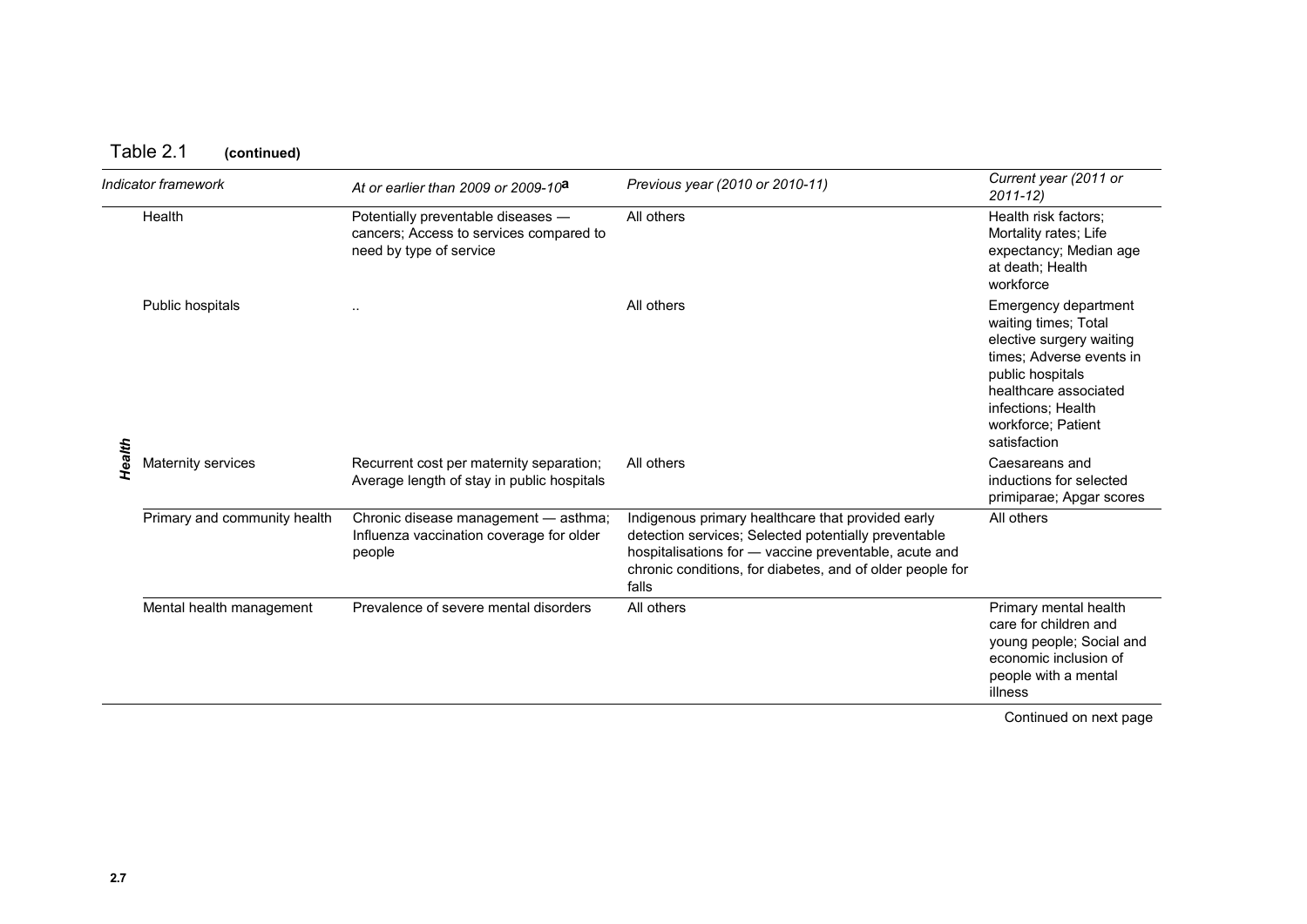Table 2.1 **(continued)**

| | *Indicator framework* | *At or earlier than 2009 or 2009-10*[a] | *Previous year (2010 or 2010-11)* | *Current year (2011 or 2011-12)* |
|---|---|---|---|---|
| ***Health*** | Health | Potentially preventable diseases — cancers; Access to services compared to need by type of service | All others | Health risk factors; Mortality rates; Life expectancy; Median age at death; Health workforce |
| | Public hospitals | .. | All others | Emergency department waiting times; Total elective surgery waiting times; Adverse events in public hospitals healthcare associated infections; Health workforce; Patient satisfaction |
| | Maternity services | Recurrent cost per maternity separation; Average length of stay in public hospitals | All others | Caesareans and inductions for selected primiparae; Apgar scores |
| | Primary and community health | Chronic disease management — asthma; Influenza vaccination coverage for older people | Indigenous primary healthcare that provided early detection services; Selected potentially preventable hospitalisations for — vaccine preventable, acute and chronic conditions, for diabetes, and of older people for falls | All others |
| | Mental health management | Prevalence of severe mental disorders | All others | Primary mental health care for children and young people; Social and economic inclusion of people with a mental illness |

Continued on next page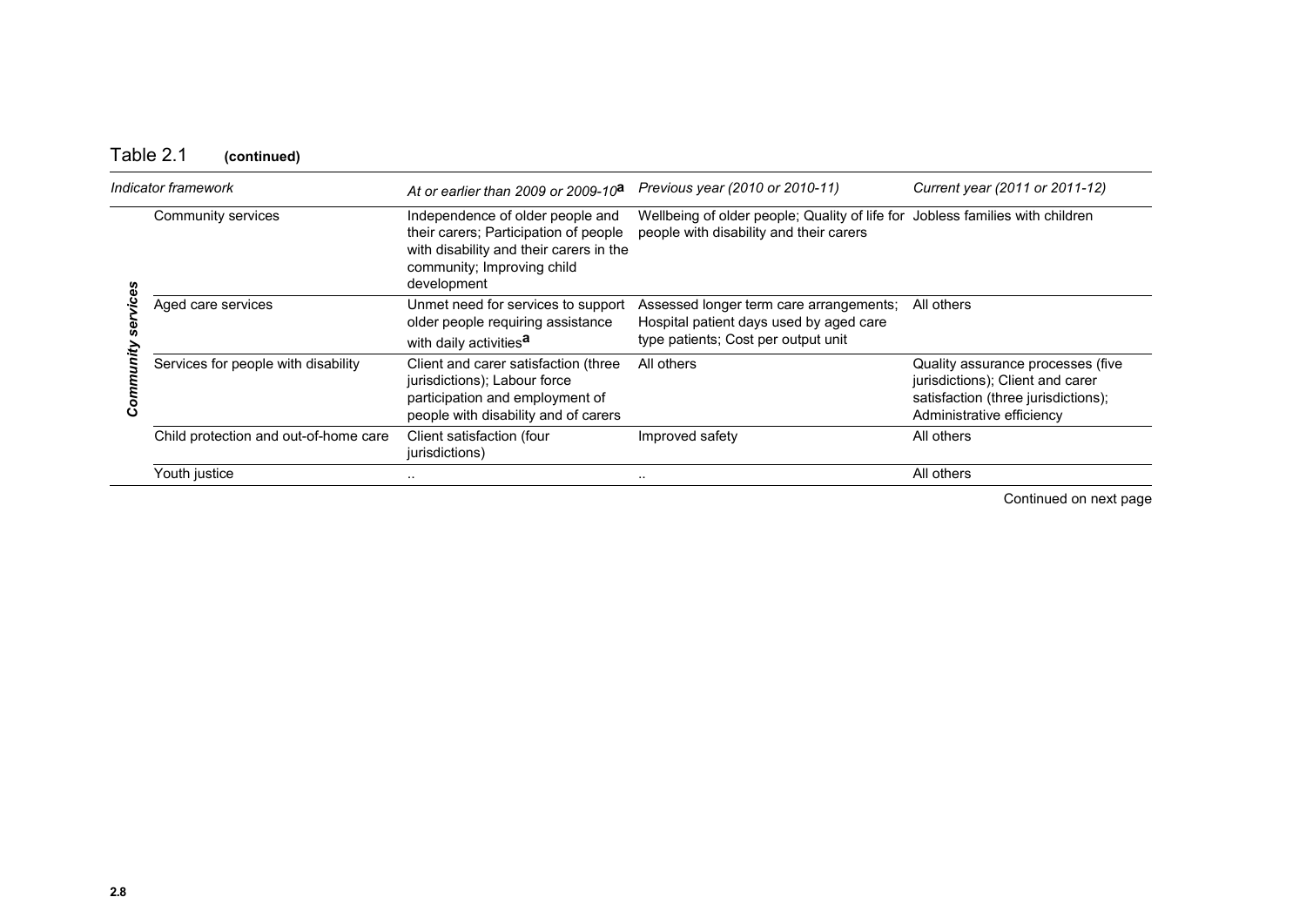Table 2.1 **(continued)**

| *Indicator framework* | | *At or earlier than 2009 or 2009-10*[a] | *Previous year (2010 or 2010-11)* | *Current year (2011 or 2011-12)* |
|---|---|---|---|---|
| ***Community services*** | Community services | Independence of older people and their carers; Participation of people with disability and their carers in the community; Improving child development | Wellbeing of older people; Quality of life for people with disability and their carers | Jobless families with children |
| | Aged care services | Unmet need for services to support older people requiring assistance with daily activities[a] | Assessed longer term care arrangements; Hospital patient days used by aged care type patients; Cost per output unit | All others |
| | Services for people with disability | Client and carer satisfaction (three jurisdictions); Labour force participation and employment of people with disability and of carers | All others | Quality assurance processes (five jurisdictions); Client and carer satisfaction (three jurisdictions); Administrative efficiency |
| | Child protection and out-of-home care | Client satisfaction (four jurisdictions) | Improved safety | All others |
| | Youth justice | .. | .. | All others |

Continued on next page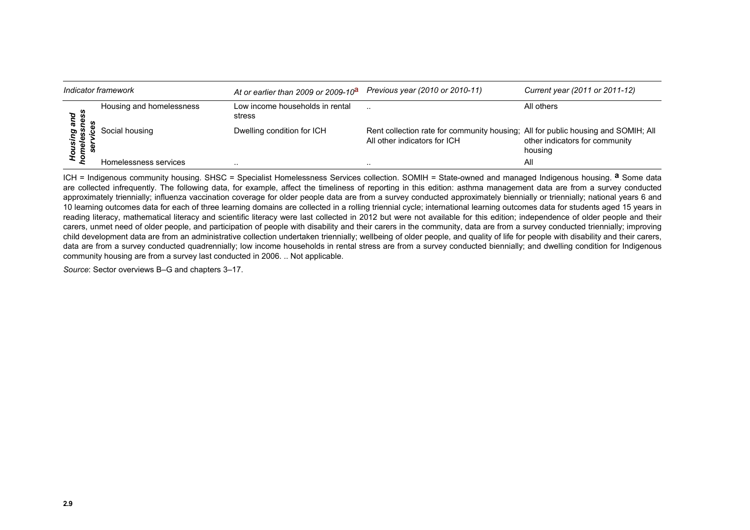| Indicator framework | | At or earlier than 2009 or 2009-10[a] | Previous year (2010 or 2010-11) | Current year (2011 or 2011-12) |
|---|---|---|---|---|
| *Housing and homelessness services* | Housing and homelessness | Low income households in rental stress | .. | All others |
| | Social housing | Dwelling condition for ICH | Rent collection rate for community housing; All other indicators for ICH | All for public housing and SOMIH; All other indicators for community housing |
| | Homelessness services | .. | .. | All |

ICH = Indigenous community housing. SHSC = Specialist Homelessness Services collection. SOMIH = State-owned and managed Indigenous housing. [a] Some data are collected infrequently. The following data, for example, affect the timeliness of reporting in this edition: asthma management data are from a survey conducted approximately triennially; influenza vaccination coverage for older people data are from a survey conducted approximately biennially or triennially; national years 6 and 10 learning outcomes data for each of three learning domains are collected in a rolling triennial cycle; international learning outcomes data for students aged 15 years in reading literacy, mathematical literacy and scientific literacy were last collected in 2012 but were not available for this edition; independence of older people and their carers, unmet need of older people, and participation of people with disability and their carers in the community, data are from a survey conducted triennially; improving child development data are from an administrative collection undertaken triennially; wellbeing of older people, and quality of life for people with disability and their carers, data are from a survey conducted quadrennially; low income households in rental stress are from a survey conducted biennially; and dwelling condition for Indigenous community housing are from a survey last conducted in 2006. .. Not applicable.

*Source*: Sector overviews B–G and chapters 3–17.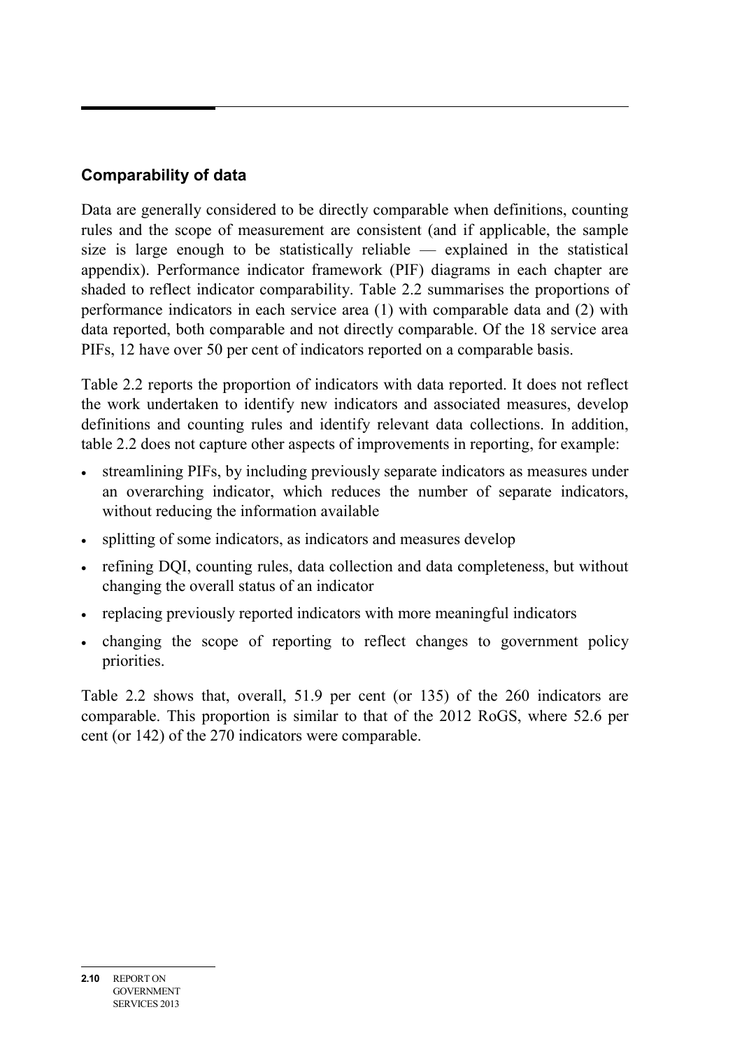## Comparability of data

Data are generally considered to be directly comparable when definitions, counting rules and the scope of measurement are consistent (and if applicable, the sample size is large enough to be statistically reliable — explained in the statistical appendix). Performance indicator framework (PIF) diagrams in each chapter are shaded to reflect indicator comparability. Table 2.2 summarises the proportions of performance indicators in each service area (1) with comparable data and (2) with data reported, both comparable and not directly comparable. Of the 18 service area PIFs, 12 have over 50 per cent of indicators reported on a comparable basis.

Table 2.2 reports the proportion of indicators with data reported. It does not reflect the work undertaken to identify new indicators and associated measures, develop definitions and counting rules and identify relevant data collections. In addition, table 2.2 does not capture other aspects of improvements in reporting, for example:

- streamlining PIFs, by including previously separate indicators as measures under an overarching indicator, which reduces the number of separate indicators, without reducing the information available
- splitting of some indicators, as indicators and measures develop
- refining DQI, counting rules, data collection and data completeness, but without changing the overall status of an indicator
- replacing previously reported indicators with more meaningful indicators
- changing the scope of reporting to reflect changes to government policy priorities.

Table 2.2 shows that, overall, 51.9 per cent (or 135) of the 260 indicators are comparable. This proportion is similar to that of the 2012 RoGS, where 52.6 per cent (or 142) of the 270 indicators were comparable.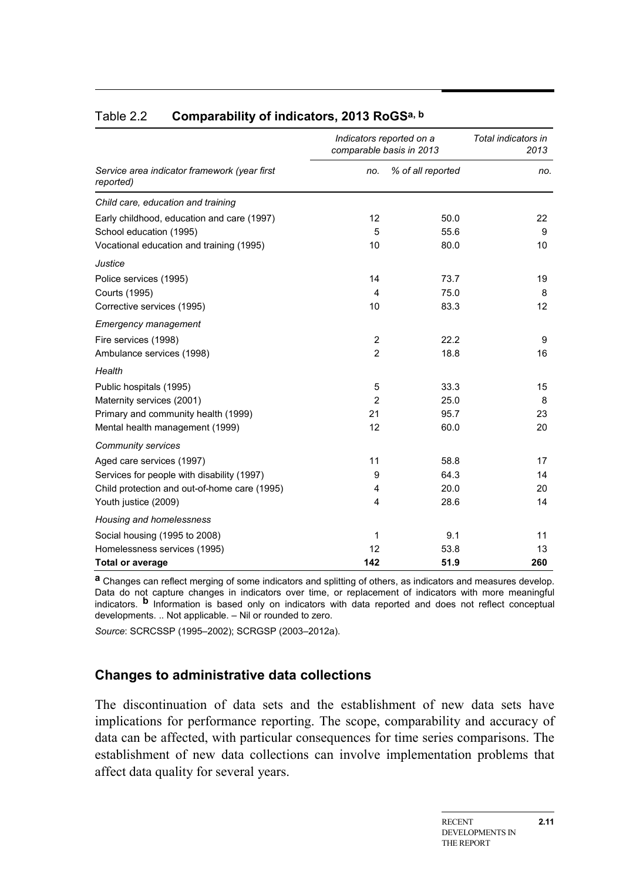Table 2.2 **Comparability of indicators, 2013 RoGS[a, b]**

| | *Indicators reported on a comparable basis in 2013* | | *Total indicators in 2013* |
|---|---|---|---|
| *Service area indicator framework (year first reported)* | *no.* | *% of all reported* | *no.* |
| *Child care, education and training* | | | |
| Early childhood, education and care (1997) | 12 | 50.0 | 22 |
| School education (1995) | 5 | 55.6 | 9 |
| Vocational education and training (1995) | 10 | 80.0 | 10 |
| *Justice* | | | |
| Police services (1995) | 14 | 73.7 | 19 |
| Courts (1995) | 4 | 75.0 | 8 |
| Corrective services (1995) | 10 | 83.3 | 12 |
| *Emergency management* | | | |
| Fire services (1998) | 2 | 22.2 | 9 |
| Ambulance services (1998) | 2 | 18.8 | 16 |
| *Health* | | | |
| Public hospitals (1995) | 5 | 33.3 | 15 |
| Maternity services (2001) | 2 | 25.0 | 8 |
| Primary and community health (1999) | 21 | 95.7 | 23 |
| Mental health management (1999) | 12 | 60.0 | 20 |
| *Community services* | | | |
| Aged care services (1997) | 11 | 58.8 | 17 |
| Services for people with disability (1997) | 9 | 64.3 | 14 |
| Child protection and out-of-home care (1995) | 4 | 20.0 | 20 |
| Youth justice (2009) | 4 | 28.6 | 14 |
| *Housing and homelessness* | | | |
| Social housing (1995 to 2008) | 1 | 9.1 | 11 |
| Homelessness services (1995) | 12 | 53.8 | 13 |
| **Total or average** | **142** | **51.9** | **260** |

**a** Changes can reflect merging of some indicators and splitting of others, as indicators and measures develop. Data do not capture changes in indicators over time, or replacement of indicators with more meaningful indicators. **b** Information is based only on indicators with data reported and does not reflect conceptual developments. .. Not applicable. – Nil or rounded to zero.

*Source*: SCRCSSP (1995–2002); SCRGSP (2003–2012a).

## Changes to administrative data collections

The discontinuation of data sets and the establishment of new data sets have implications for performance reporting. The scope, comparability and accuracy of data can be affected, with particular consequences for time series comparisons. The establishment of new data collections can involve implementation problems that affect data quality for several years.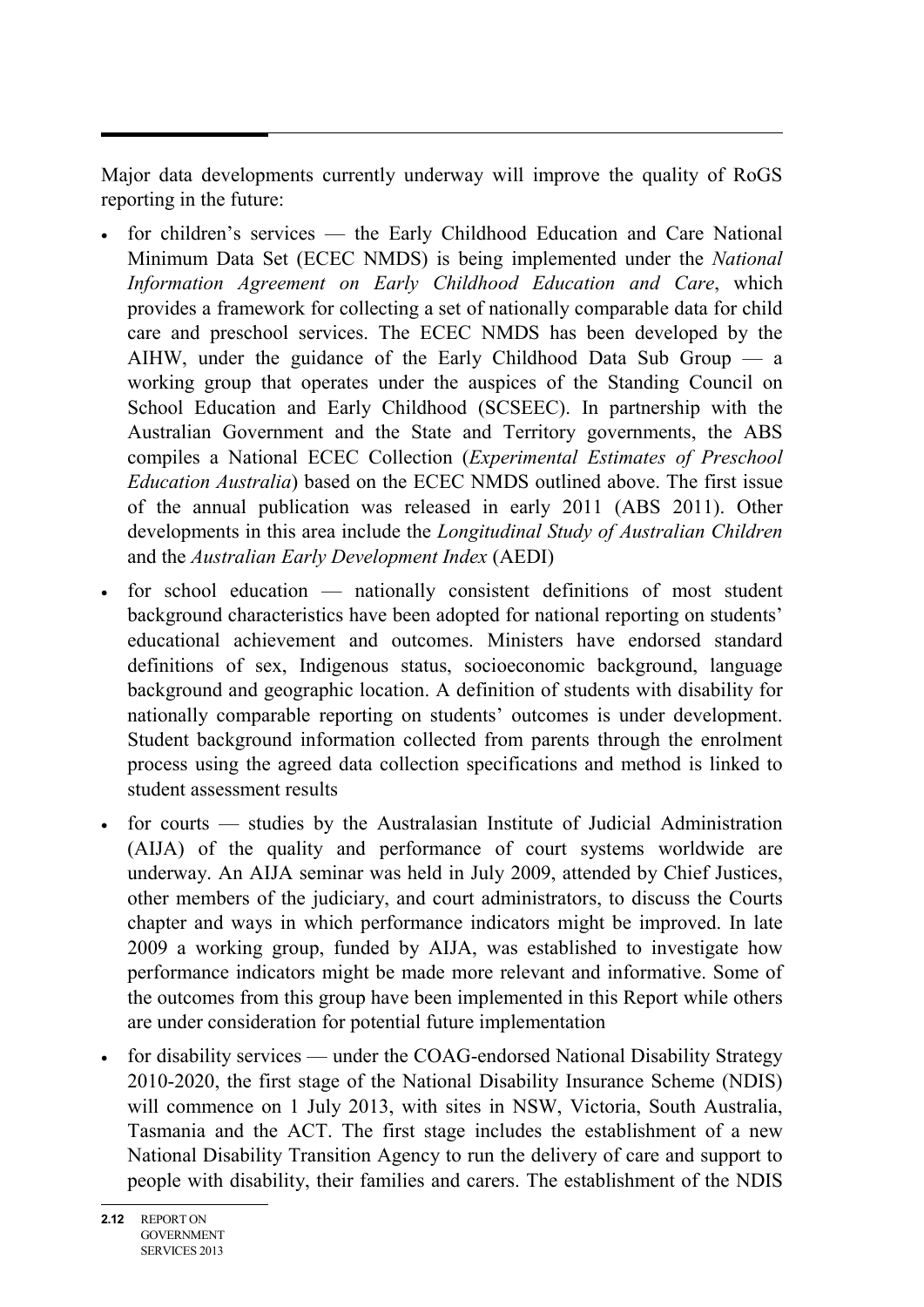Major data developments currently underway will improve the quality of RoGS reporting in the future:

- for children's services — the Early Childhood Education and Care National Minimum Data Set (ECEC NMDS) is being implemented under the *National Information Agreement on Early Childhood Education and Care*, which provides a framework for collecting a set of nationally comparable data for child care and preschool services. The ECEC NMDS has been developed by the AIHW, under the guidance of the Early Childhood Data Sub Group — a working group that operates under the auspices of the Standing Council on School Education and Early Childhood (SCSEEC). In partnership with the Australian Government and the State and Territory governments, the ABS compiles a National ECEC Collection (*Experimental Estimates of Preschool Education Australia*) based on the ECEC NMDS outlined above. The first issue of the annual publication was released in early 2011 (ABS 2011). Other developments in this area include the *Longitudinal Study of Australian Children* and the *Australian Early Development Index* (AEDI)
- for school education — nationally consistent definitions of most student background characteristics have been adopted for national reporting on students' educational achievement and outcomes. Ministers have endorsed standard definitions of sex, Indigenous status, socioeconomic background, language background and geographic location. A definition of students with disability for nationally comparable reporting on students' outcomes is under development. Student background information collected from parents through the enrolment process using the agreed data collection specifications and method is linked to student assessment results
- for courts — studies by the Australasian Institute of Judicial Administration (AIJA) of the quality and performance of court systems worldwide are underway. An AIJA seminar was held in July 2009, attended by Chief Justices, other members of the judiciary, and court administrators, to discuss the Courts chapter and ways in which performance indicators might be improved. In late 2009 a working group, funded by AIJA, was established to investigate how performance indicators might be made more relevant and informative. Some of the outcomes from this group have been implemented in this Report while others are under consideration for potential future implementation
- for disability services — under the COAG-endorsed National Disability Strategy 2010-2020, the first stage of the National Disability Insurance Scheme (NDIS) will commence on 1 July 2013, with sites in NSW, Victoria, South Australia, Tasmania and the ACT. The first stage includes the establishment of a new National Disability Transition Agency to run the delivery of care and support to people with disability, their families and carers. The establishment of the NDIS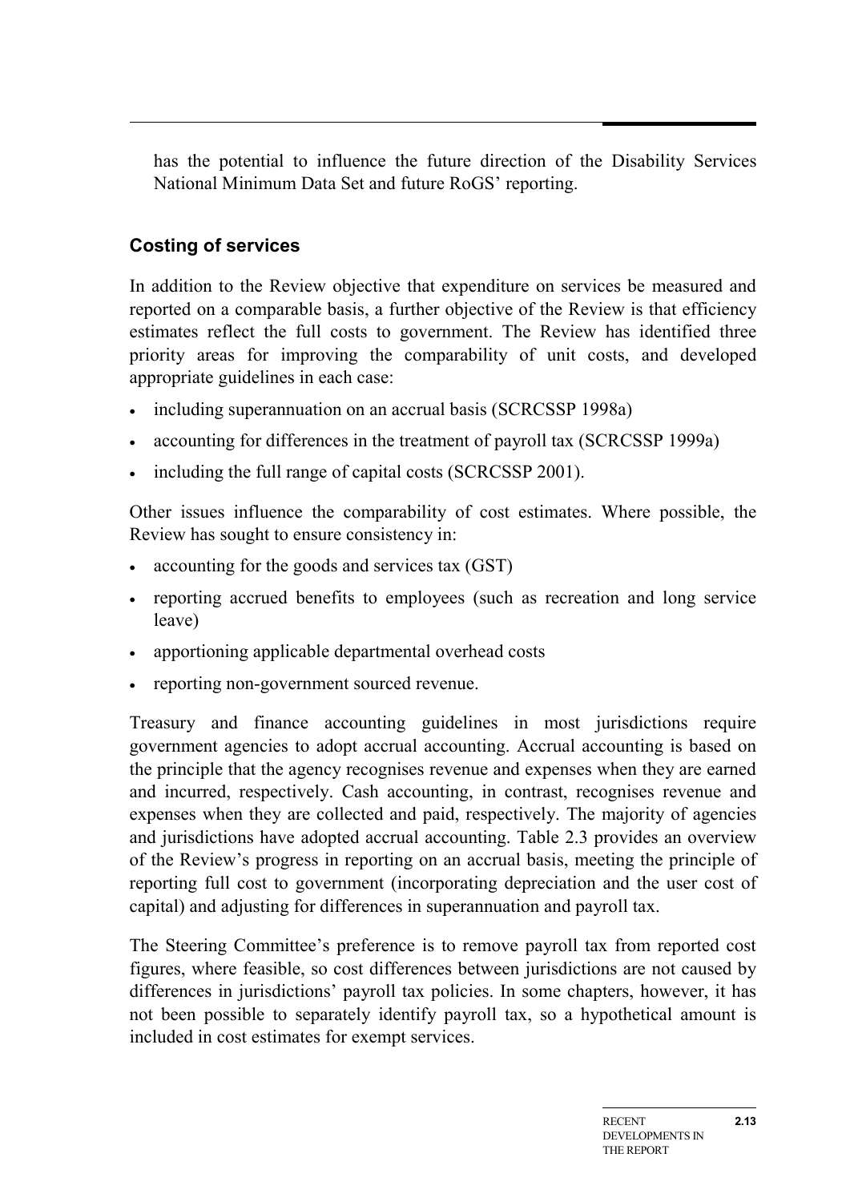has the potential to influence the future direction of the Disability Services National Minimum Data Set and future RoGS' reporting.

### Costing of services

In addition to the Review objective that expenditure on services be measured and reported on a comparable basis, a further objective of the Review is that efficiency estimates reflect the full costs to government. The Review has identified three priority areas for improving the comparability of unit costs, and developed appropriate guidelines in each case:

- including superannuation on an accrual basis (SCRCSSP 1998a)
- accounting for differences in the treatment of payroll tax (SCRCSSP 1999a)
- including the full range of capital costs (SCRCSSP 2001).

Other issues influence the comparability of cost estimates. Where possible, the Review has sought to ensure consistency in:

- accounting for the goods and services tax (GST)
- reporting accrued benefits to employees (such as recreation and long service leave)
- apportioning applicable departmental overhead costs
- reporting non-government sourced revenue.

Treasury and finance accounting guidelines in most jurisdictions require government agencies to adopt accrual accounting. Accrual accounting is based on the principle that the agency recognises revenue and expenses when they are earned and incurred, respectively. Cash accounting, in contrast, recognises revenue and expenses when they are collected and paid, respectively. The majority of agencies and jurisdictions have adopted accrual accounting. Table 2.3 provides an overview of the Review's progress in reporting on an accrual basis, meeting the principle of reporting full cost to government (incorporating depreciation and the user cost of capital) and adjusting for differences in superannuation and payroll tax.

The Steering Committee's preference is to remove payroll tax from reported cost figures, where feasible, so cost differences between jurisdictions are not caused by differences in jurisdictions' payroll tax policies. In some chapters, however, it has not been possible to separately identify payroll tax, so a hypothetical amount is included in cost estimates for exempt services.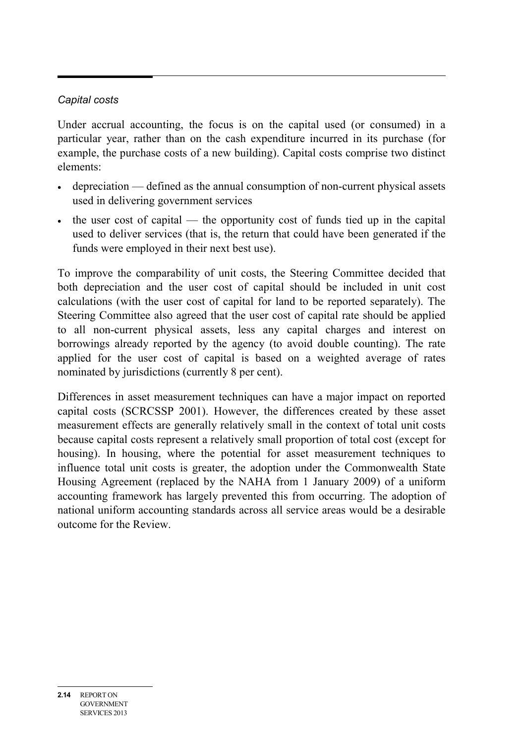*Capital costs*

Under accrual accounting, the focus is on the capital used (or consumed) in a particular year, rather than on the cash expenditure incurred in its purchase (for example, the purchase costs of a new building). Capital costs comprise two distinct elements:

- depreciation — defined as the annual consumption of non-current physical assets used in delivering government services
- the user cost of capital — the opportunity cost of funds tied up in the capital used to deliver services (that is, the return that could have been generated if the funds were employed in their next best use).

To improve the comparability of unit costs, the Steering Committee decided that both depreciation and the user cost of capital should be included in unit cost calculations (with the user cost of capital for land to be reported separately). The Steering Committee also agreed that the user cost of capital rate should be applied to all non-current physical assets, less any capital charges and interest on borrowings already reported by the agency (to avoid double counting). The rate applied for the user cost of capital is based on a weighted average of rates nominated by jurisdictions (currently 8 per cent).

Differences in asset measurement techniques can have a major impact on reported capital costs (SCRCSSP 2001). However, the differences created by these asset measurement effects are generally relatively small in the context of total unit costs because capital costs represent a relatively small proportion of total cost (except for housing). In housing, where the potential for asset measurement techniques to influence total unit costs is greater, the adoption under the Commonwealth State Housing Agreement (replaced by the NAHA from 1 January 2009) of a uniform accounting framework has largely prevented this from occurring. The adoption of national uniform accounting standards across all service areas would be a desirable outcome for the Review.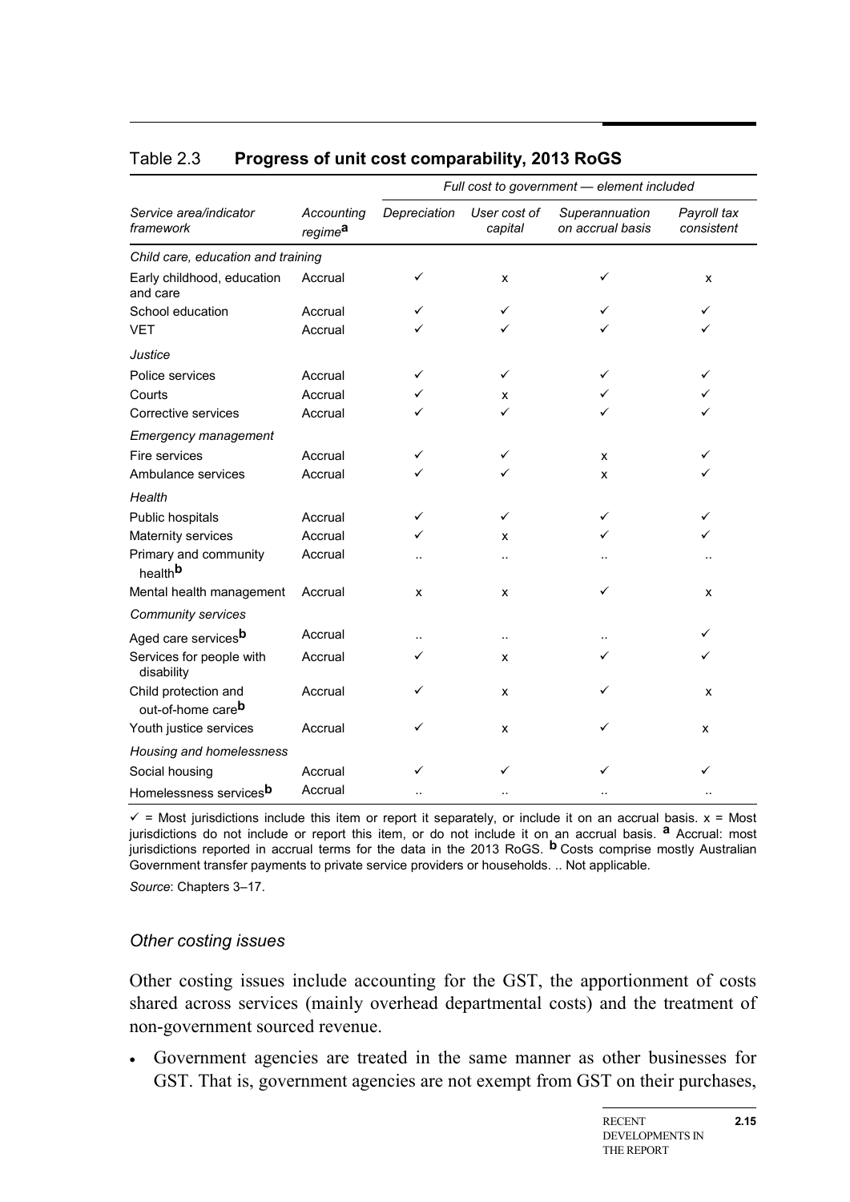Table 2.3 **Progress of unit cost comparability, 2013 RoGS**

| | | *Full cost to government — element included* | | | |
|---|---|---|---|---|---|
| *Service area/indicator framework* | *Accounting regime*[a] | *Depreciation* | *User cost of capital* | *Superannuation on accrual basis* | *Payroll tax consistent* |
| *Child care, education and training* | | | | | |
| Early childhood, education and care | Accrual | ✓ | x | ✓ | x |
| School education | Accrual | ✓ | ✓ | ✓ | ✓ |
| VET | Accrual | ✓ | ✓ | ✓ | ✓ |
| *Justice* | | | | | |
| Police services | Accrual | ✓ | ✓ | ✓ | ✓ |
| Courts | Accrual | ✓ | x | ✓ | ✓ |
| Corrective services | Accrual | ✓ | ✓ | ✓ | ✓ |
| *Emergency management* | | | | | |
| Fire services | Accrual | ✓ | ✓ | x | ✓ |
| Ambulance services | Accrual | ✓ | ✓ | x | ✓ |
| *Health* | | | | | |
| Public hospitals | Accrual | ✓ | ✓ | ✓ | ✓ |
| Maternity services | Accrual | ✓ | x | ✓ | ✓ |
| Primary and community health[b] | Accrual | .. | .. | .. | .. |
| Mental health management | Accrual | x | x | ✓ | x |
| *Community services* | | | | | |
| Aged care services[b] | Accrual | .. | .. | .. | ✓ |
| Services for people with disability | Accrual | ✓ | x | ✓ | ✓ |
| Child protection and out-of-home care[b] | Accrual | ✓ | x | ✓ | x |
| Youth justice services | Accrual | ✓ | x | ✓ | x |
| *Housing and homelessness* | | | | | |
| Social housing | Accrual | ✓ | ✓ | ✓ | ✓ |
| Homelessness services[b] | Accrual | .. | .. | .. | .. |

✓ = Most jurisdictions include this item or report it separately, or include it on an accrual basis. x = Most jurisdictions do not include or report this item, or do not include it on an accrual basis. **a** Accrual: most jurisdictions reported in accrual terms for the data in the 2013 RoGS. **b** Costs comprise mostly Australian Government transfer payments to private service providers or households. .. Not applicable.

*Source*: Chapters 3–17.

### *Other costing issues*

Other costing issues include accounting for the GST, the apportionment of costs shared across services (mainly overhead departmental costs) and the treatment of non-government sourced revenue.

- Government agencies are treated in the same manner as other businesses for GST. That is, government agencies are not exempt from GST on their purchases,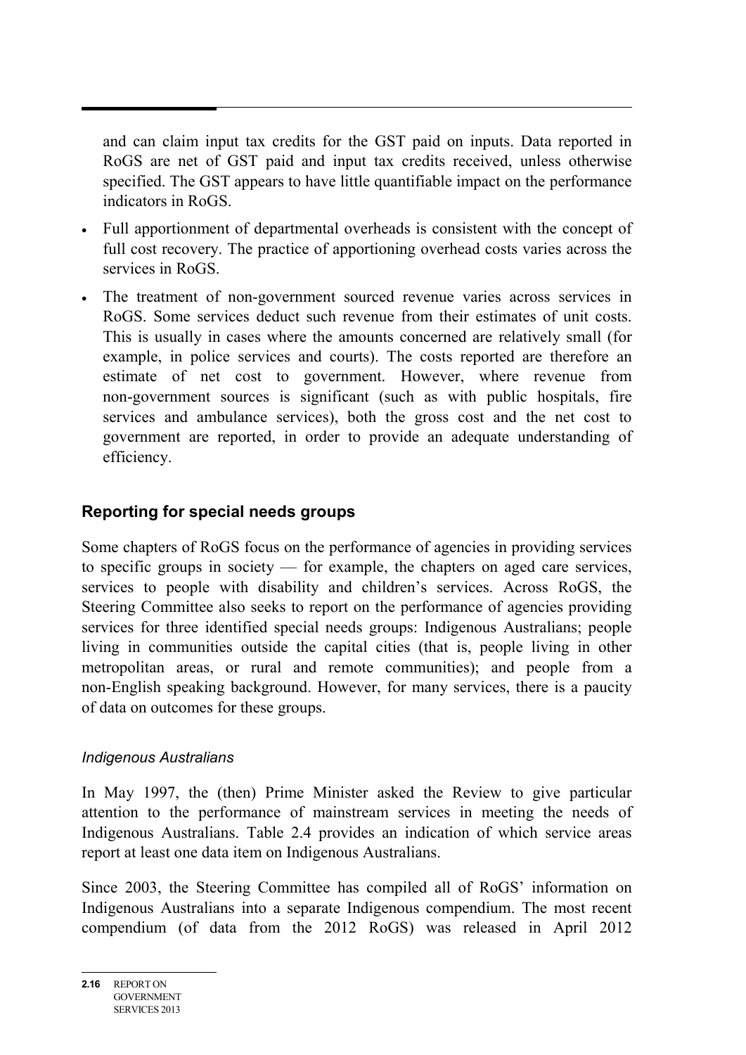and can claim input tax credits for the GST paid on inputs. Data reported in RoGS are net of GST paid and input tax credits received, unless otherwise specified. The GST appears to have little quantifiable impact on the performance indicators in RoGS.

- Full apportionment of departmental overheads is consistent with the concept of full cost recovery. The practice of apportioning overhead costs varies across the services in RoGS.
- The treatment of non-government sourced revenue varies across services in RoGS. Some services deduct such revenue from their estimates of unit costs. This is usually in cases where the amounts concerned are relatively small (for example, in police services and courts). The costs reported are therefore an estimate of net cost to government. However, where revenue from non-government sources is significant (such as with public hospitals, fire services and ambulance services), both the gross cost and the net cost to government are reported, in order to provide an adequate understanding of efficiency.

## Reporting for special needs groups

Some chapters of RoGS focus on the performance of agencies in providing services to specific groups in society — for example, the chapters on aged care services, services to people with disability and children's services. Across RoGS, the Steering Committee also seeks to report on the performance of agencies providing services for three identified special needs groups: Indigenous Australians; people living in communities outside the capital cities (that is, people living in other metropolitan areas, or rural and remote communities); and people from a non-English speaking background. However, for many services, there is a paucity of data on outcomes for these groups.

### *Indigenous Australians*

In May 1997, the (then) Prime Minister asked the Review to give particular attention to the performance of mainstream services in meeting the needs of Indigenous Australians. Table 2.4 provides an indication of which service areas report at least one data item on Indigenous Australians.

Since 2003, the Steering Committee has compiled all of RoGS' information on Indigenous Australians into a separate Indigenous compendium. The most recent compendium (of data from the 2012 RoGS) was released in April 2012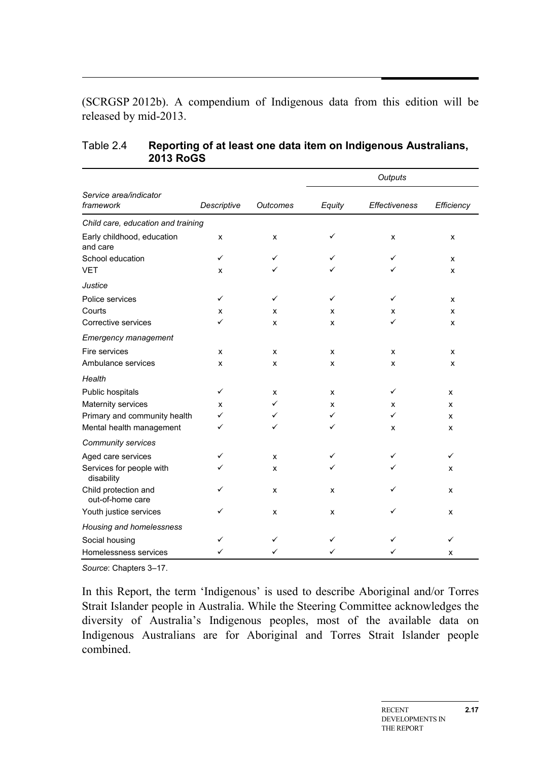(SCRGSP 2012b). A compendium of Indigenous data from this edition will be released by mid-2013.

Table 2.4 **Reporting of at least one data item on Indigenous Australians, 2013 RoGS**

| | | | *Outputs* | | |
|---|---|---|---|---|---|
| *Service area/indicator framework* | *Descriptive* | *Outcomes* | *Equity* | *Effectiveness* | *Efficiency* |
| *Child care, education and training* | | | | | |
| Early childhood, education and care | x | x | ✓ | x | x |
| School education | ✓ | ✓ | ✓ | ✓ | x |
| VET | x | ✓ | ✓ | ✓ | x |
| *Justice* | | | | | |
| Police services | ✓ | ✓ | ✓ | ✓ | x |
| Courts | x | x | x | x | x |
| Corrective services | ✓ | x | x | ✓ | x |
| *Emergency management* | | | | | |
| Fire services | x | x | x | x | x |
| Ambulance services | x | x | x | x | x |
| *Health* | | | | | |
| Public hospitals | ✓ | x | x | ✓ | x |
| Maternity services | x | ✓ | x | x | x |
| Primary and community health | ✓ | ✓ | ✓ | ✓ | x |
| Mental health management | ✓ | ✓ | ✓ | x | x |
| *Community services* | | | | | |
| Aged care services | ✓ | x | ✓ | ✓ | ✓ |
| Services for people with disability | ✓ | x | ✓ | ✓ | x |
| Child protection and out-of-home care | ✓ | x | x | ✓ | x |
| Youth justice services | ✓ | x | x | ✓ | x |
| *Housing and homelessness* | | | | | |
| Social housing | ✓ | ✓ | ✓ | ✓ | ✓ |
| Homelessness services | ✓ | ✓ | ✓ | ✓ | x |

*Source*: Chapters 3–17.

In this Report, the term 'Indigenous' is used to describe Aboriginal and/or Torres Strait Islander people in Australia. While the Steering Committee acknowledges the diversity of Australia's Indigenous peoples, most of the available data on Indigenous Australians are for Aboriginal and Torres Strait Islander people combined.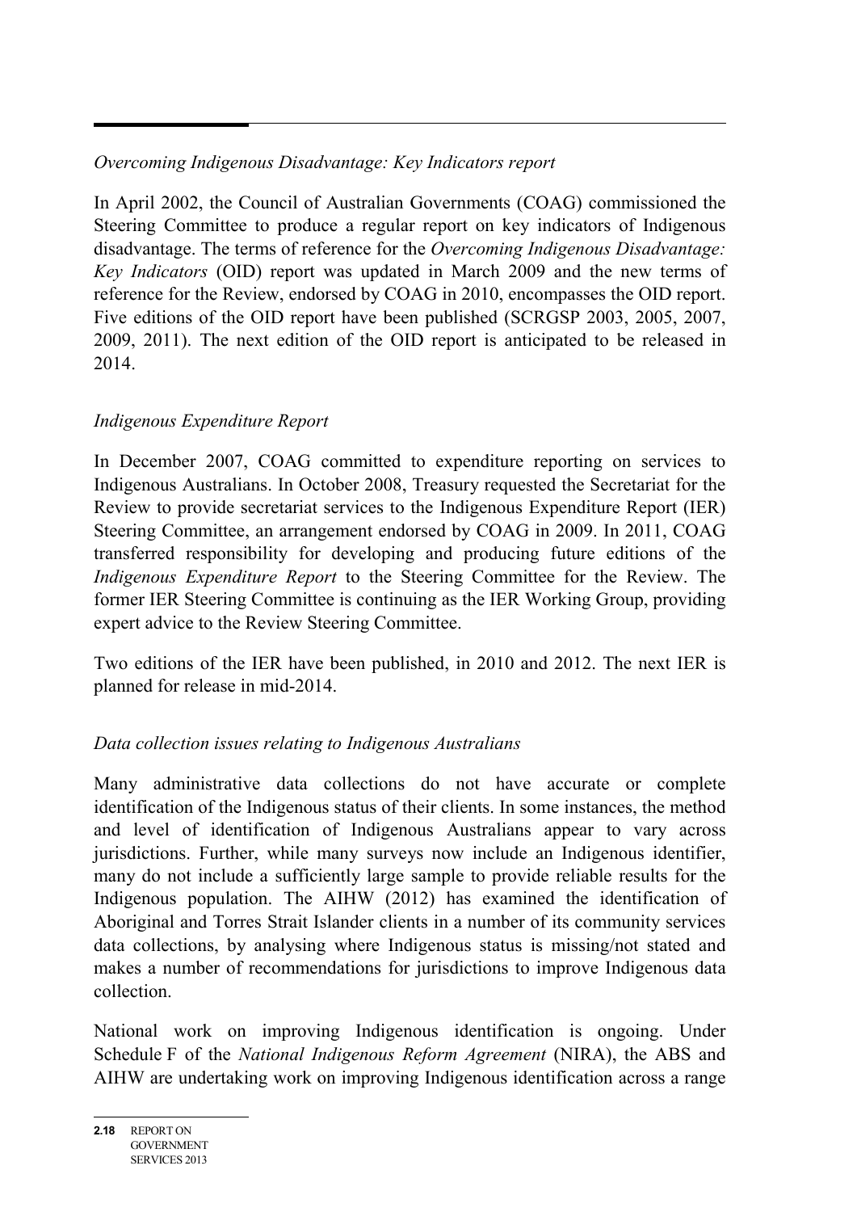*Overcoming Indigenous Disadvantage: Key Indicators report*

In April 2002, the Council of Australian Governments (COAG) commissioned the Steering Committee to produce a regular report on key indicators of Indigenous disadvantage. The terms of reference for the *Overcoming Indigenous Disadvantage: Key Indicators* (OID) report was updated in March 2009 and the new terms of reference for the Review, endorsed by COAG in 2010, encompasses the OID report. Five editions of the OID report have been published (SCRGSP 2003, 2005, 2007, 2009, 2011). The next edition of the OID report is anticipated to be released in 2014.

*Indigenous Expenditure Report*

In December 2007, COAG committed to expenditure reporting on services to Indigenous Australians. In October 2008, Treasury requested the Secretariat for the Review to provide secretariat services to the Indigenous Expenditure Report (IER) Steering Committee, an arrangement endorsed by COAG in 2009. In 2011, COAG transferred responsibility for developing and producing future editions of the *Indigenous Expenditure Report* to the Steering Committee for the Review. The former IER Steering Committee is continuing as the IER Working Group, providing expert advice to the Review Steering Committee.

Two editions of the IER have been published, in 2010 and 2012. The next IER is planned for release in mid-2014.

*Data collection issues relating to Indigenous Australians*

Many administrative data collections do not have accurate or complete identification of the Indigenous status of their clients. In some instances, the method and level of identification of Indigenous Australians appear to vary across jurisdictions. Further, while many surveys now include an Indigenous identifier, many do not include a sufficiently large sample to provide reliable results for the Indigenous population. The AIHW (2012) has examined the identification of Aboriginal and Torres Strait Islander clients in a number of its community services data collections, by analysing where Indigenous status is missing/not stated and makes a number of recommendations for jurisdictions to improve Indigenous data collection.

National work on improving Indigenous identification is ongoing. Under Schedule F of the *National Indigenous Reform Agreement* (NIRA), the ABS and AIHW are undertaking work on improving Indigenous identification across a range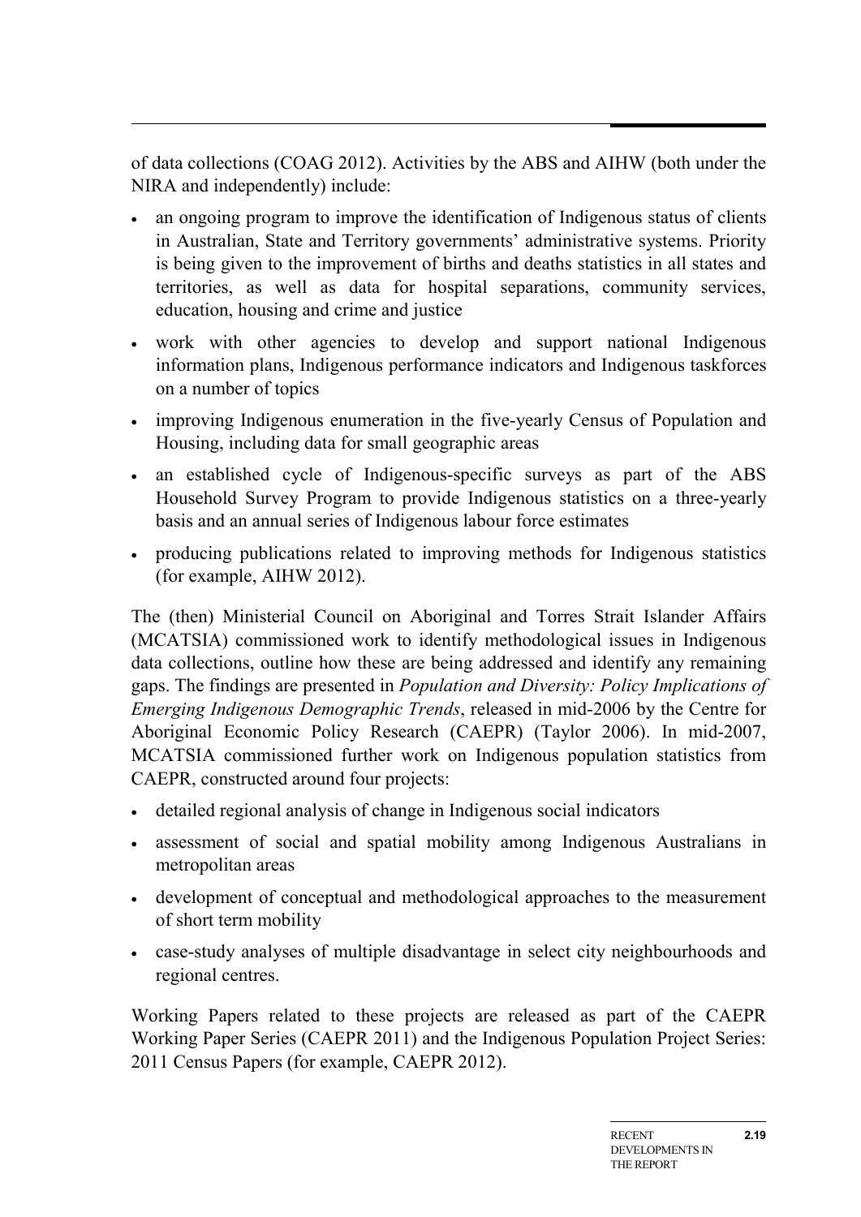of data collections (COAG 2012). Activities by the ABS and AIHW (both under the NIRA and independently) include:

- an ongoing program to improve the identification of Indigenous status of clients in Australian, State and Territory governments' administrative systems. Priority is being given to the improvement of births and deaths statistics in all states and territories, as well as data for hospital separations, community services, education, housing and crime and justice
- work with other agencies to develop and support national Indigenous information plans, Indigenous performance indicators and Indigenous taskforces on a number of topics
- improving Indigenous enumeration in the five-yearly Census of Population and Housing, including data for small geographic areas
- an established cycle of Indigenous-specific surveys as part of the ABS Household Survey Program to provide Indigenous statistics on a three-yearly basis and an annual series of Indigenous labour force estimates
- producing publications related to improving methods for Indigenous statistics (for example, AIHW 2012).

The (then) Ministerial Council on Aboriginal and Torres Strait Islander Affairs (MCATSIA) commissioned work to identify methodological issues in Indigenous data collections, outline how these are being addressed and identify any remaining gaps. The findings are presented in *Population and Diversity: Policy Implications of Emerging Indigenous Demographic Trends*, released in mid-2006 by the Centre for Aboriginal Economic Policy Research (CAEPR) (Taylor 2006). In mid-2007, MCATSIA commissioned further work on Indigenous population statistics from CAEPR, constructed around four projects:

- detailed regional analysis of change in Indigenous social indicators
- assessment of social and spatial mobility among Indigenous Australians in metropolitan areas
- development of conceptual and methodological approaches to the measurement of short term mobility
- case-study analyses of multiple disadvantage in select city neighbourhoods and regional centres.

Working Papers related to these projects are released as part of the CAEPR Working Paper Series (CAEPR 2011) and the Indigenous Population Project Series: 2011 Census Papers (for example, CAEPR 2012).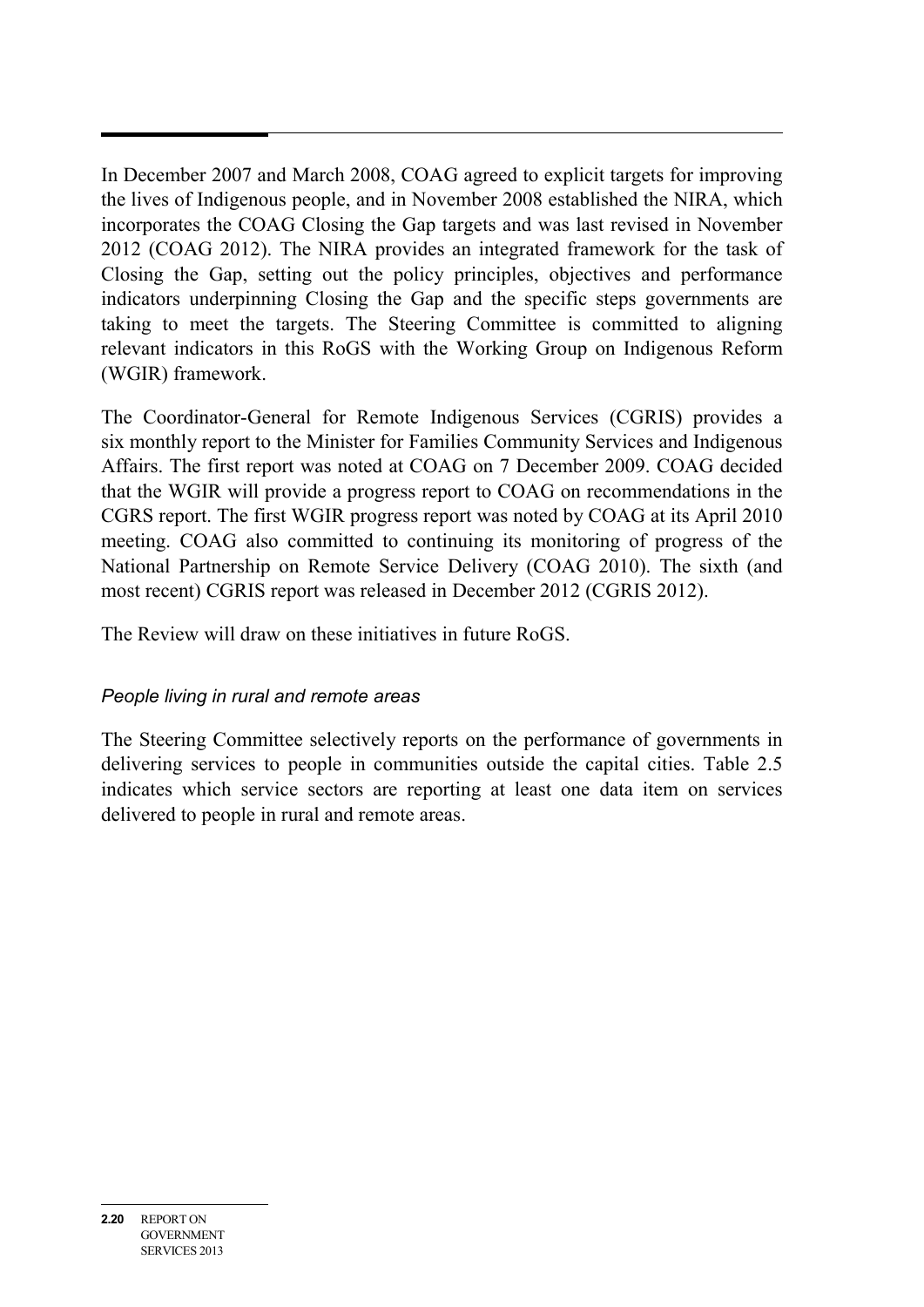In December 2007 and March 2008, COAG agreed to explicit targets for improving the lives of Indigenous people, and in November 2008 established the NIRA, which incorporates the COAG Closing the Gap targets and was last revised in November 2012 (COAG 2012). The NIRA provides an integrated framework for the task of Closing the Gap, setting out the policy principles, objectives and performance indicators underpinning Closing the Gap and the specific steps governments are taking to meet the targets. The Steering Committee is committed to aligning relevant indicators in this RoGS with the Working Group on Indigenous Reform (WGIR) framework.

The Coordinator-General for Remote Indigenous Services (CGRIS) provides a six monthly report to the Minister for Families Community Services and Indigenous Affairs. The first report was noted at COAG on 7 December 2009. COAG decided that the WGIR will provide a progress report to COAG on recommendations in the CGRS report. The first WGIR progress report was noted by COAG at its April 2010 meeting. COAG also committed to continuing its monitoring of progress of the National Partnership on Remote Service Delivery (COAG 2010). The sixth (and most recent) CGRIS report was released in December 2012 (CGRIS 2012).

The Review will draw on these initiatives in future RoGS.

### *People living in rural and remote areas*

The Steering Committee selectively reports on the performance of governments in delivering services to people in communities outside the capital cities. Table 2.5 indicates which service sectors are reporting at least one data item on services delivered to people in rural and remote areas.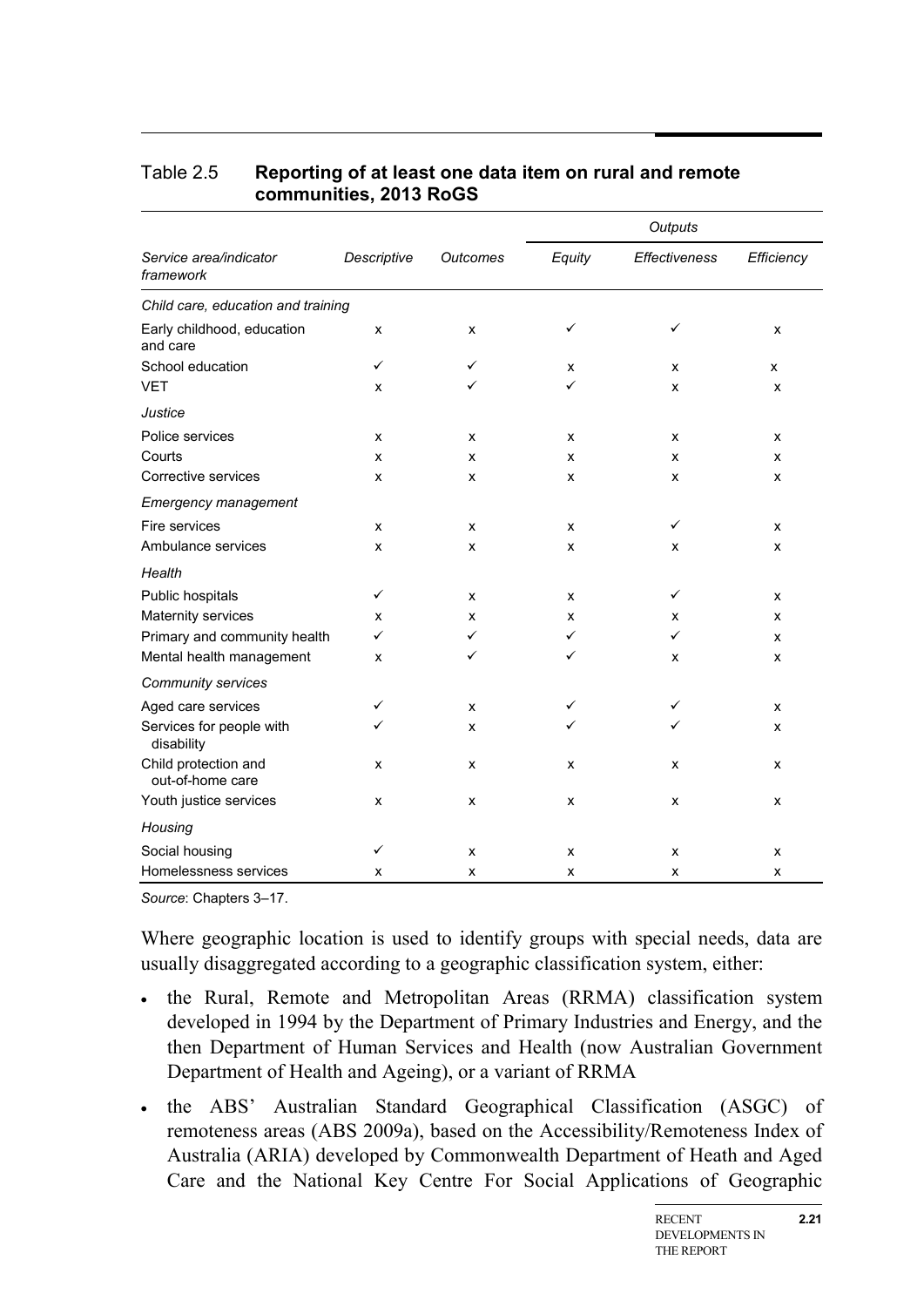Table 2.5 **Reporting of at least one data item on rural and remote communities, 2013 RoGS**

| | | | *Outputs* | | |
|---|---|---|---|---|---|
| *Service area/indicator framework* | *Descriptive* | *Outcomes* | *Equity* | *Effectiveness* | *Efficiency* |
| *Child care, education and training* | | | | | |
| Early childhood, education and care | x | x | ✓ | ✓ | x |
| School education | ✓ | ✓ | x | x | x |
| VET | x | ✓ | ✓ | x | x |
| *Justice* | | | | | |
| Police services | x | x | x | x | x |
| Courts | x | x | x | x | x |
| Corrective services | x | x | x | x | x |
| *Emergency management* | | | | | |
| Fire services | x | x | x | ✓ | x |
| Ambulance services | x | x | x | x | x |
| *Health* | | | | | |
| Public hospitals | ✓ | x | x | ✓ | x |
| Maternity services | x | x | x | x | x |
| Primary and community health | ✓ | ✓ | ✓ | ✓ | x |
| Mental health management | x | ✓ | ✓ | x | x |
| *Community services* | | | | | |
| Aged care services | ✓ | x | ✓ | ✓ | x |
| Services for people with disability | ✓ | x | ✓ | ✓ | x |
| Child protection and out-of-home care | x | x | x | x | x |
| Youth justice services | x | x | x | x | x |
| *Housing* | | | | | |
| Social housing | ✓ | x | x | x | x |
| Homelessness services | x | x | x | x | x |

*Source*: Chapters 3–17.

Where geographic location is used to identify groups with special needs, data are usually disaggregated according to a geographic classification system, either:

- the Rural, Remote and Metropolitan Areas (RRMA) classification system developed in 1994 by the Department of Primary Industries and Energy, and the then Department of Human Services and Health (now Australian Government Department of Health and Ageing), or a variant of RRMA
- the ABS' Australian Standard Geographical Classification (ASGC) of remoteness areas (ABS 2009a), based on the Accessibility/Remoteness Index of Australia (ARIA) developed by Commonwealth Department of Heath and Aged Care and the National Key Centre For Social Applications of Geographic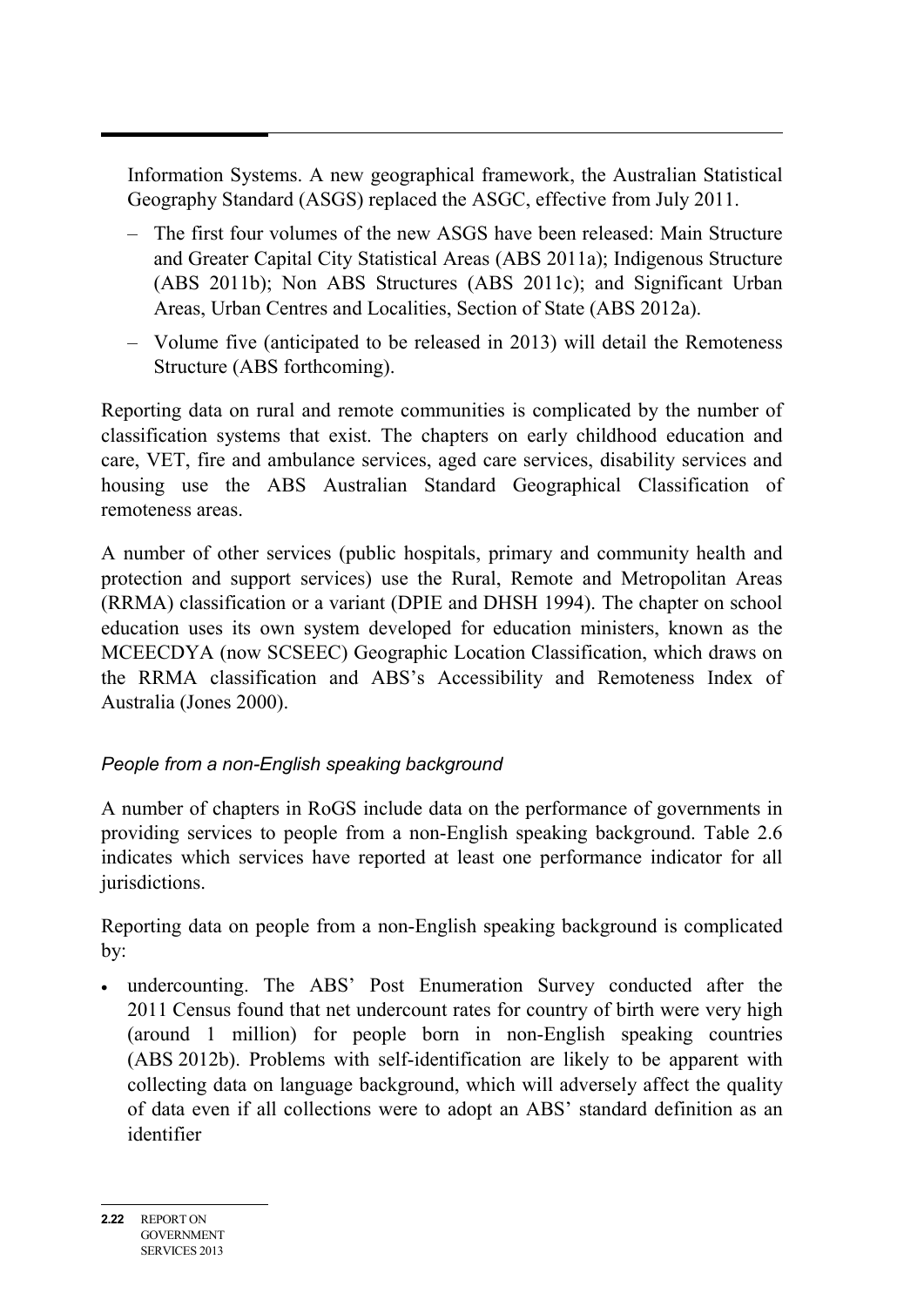Information Systems. A new geographical framework, the Australian Statistical Geography Standard (ASGS) replaced the ASGC, effective from July 2011.

- The first four volumes of the new ASGS have been released: Main Structure and Greater Capital City Statistical Areas (ABS 2011a); Indigenous Structure (ABS 2011b); Non ABS Structures (ABS 2011c); and Significant Urban Areas, Urban Centres and Localities, Section of State (ABS 2012a).
- Volume five (anticipated to be released in 2013) will detail the Remoteness Structure (ABS forthcoming).

Reporting data on rural and remote communities is complicated by the number of classification systems that exist. The chapters on early childhood education and care, VET, fire and ambulance services, aged care services, disability services and housing use the ABS Australian Standard Geographical Classification of remoteness areas.

A number of other services (public hospitals, primary and community health and protection and support services) use the Rural, Remote and Metropolitan Areas (RRMA) classification or a variant (DPIE and DHSH 1994). The chapter on school education uses its own system developed for education ministers, known as the MCEECDYA (now SCSEEC) Geographic Location Classification, which draws on the RRMA classification and ABS's Accessibility and Remoteness Index of Australia (Jones 2000).

*People from a non-English speaking background*

A number of chapters in RoGS include data on the performance of governments in providing services to people from a non-English speaking background. Table 2.6 indicates which services have reported at least one performance indicator for all jurisdictions.

Reporting data on people from a non-English speaking background is complicated by:

- undercounting. The ABS' Post Enumeration Survey conducted after the 2011 Census found that net undercount rates for country of birth were very high (around 1 million) for people born in non-English speaking countries (ABS 2012b). Problems with self-identification are likely to be apparent with collecting data on language background, which will adversely affect the quality of data even if all collections were to adopt an ABS' standard definition as an identifier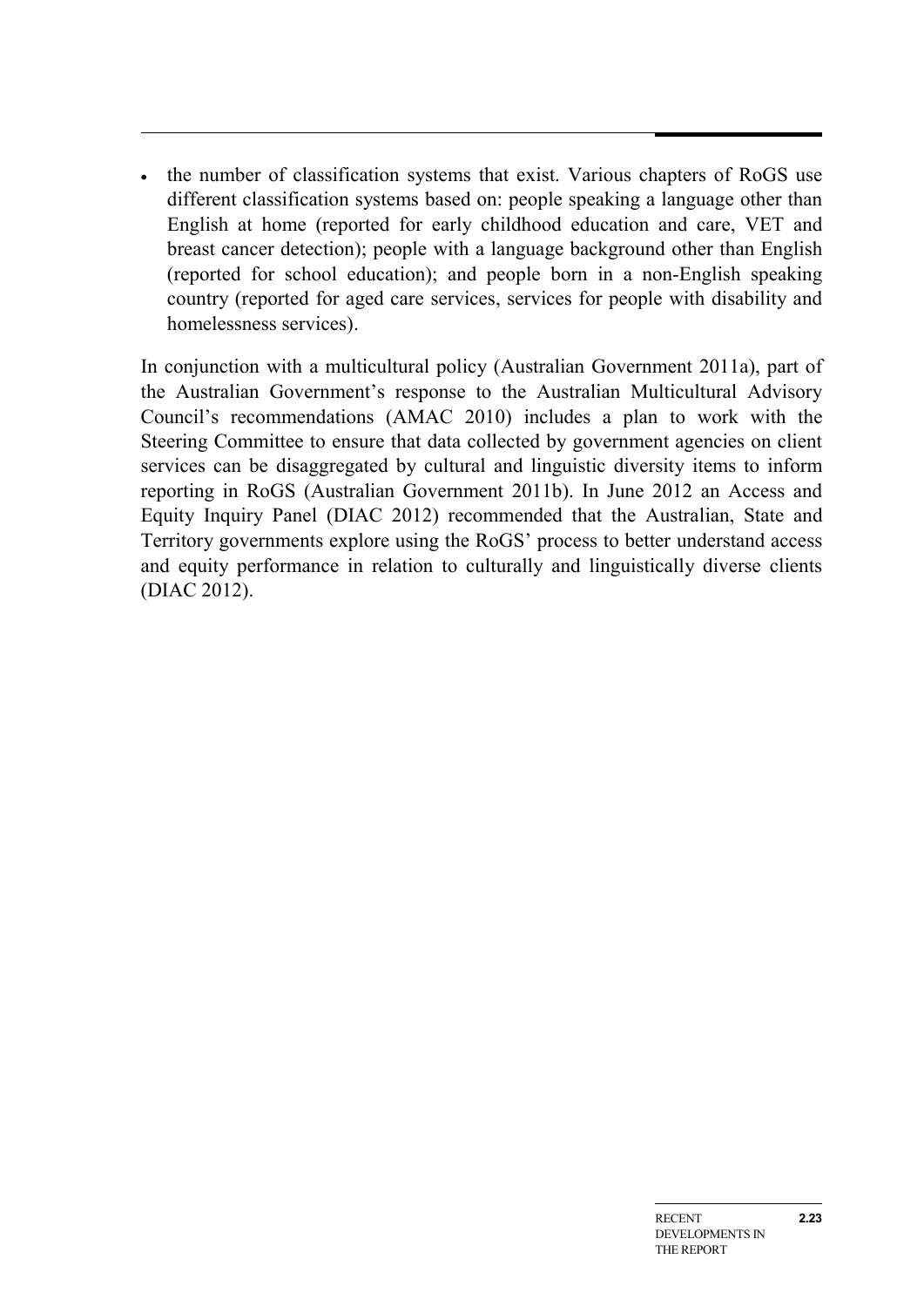- the number of classification systems that exist. Various chapters of RoGS use different classification systems based on: people speaking a language other than English at home (reported for early childhood education and care, VET and breast cancer detection); people with a language background other than English (reported for school education); and people born in a non-English speaking country (reported for aged care services, services for people with disability and homelessness services).

In conjunction with a multicultural policy (Australian Government 2011a), part of the Australian Government's response to the Australian Multicultural Advisory Council's recommendations (AMAC 2010) includes a plan to work with the Steering Committee to ensure that data collected by government agencies on client services can be disaggregated by cultural and linguistic diversity items to inform reporting in RoGS (Australian Government 2011b). In June 2012 an Access and Equity Inquiry Panel (DIAC 2012) recommended that the Australian, State and Territory governments explore using the RoGS' process to better understand access and equity performance in relation to culturally and linguistically diverse clients (DIAC 2012).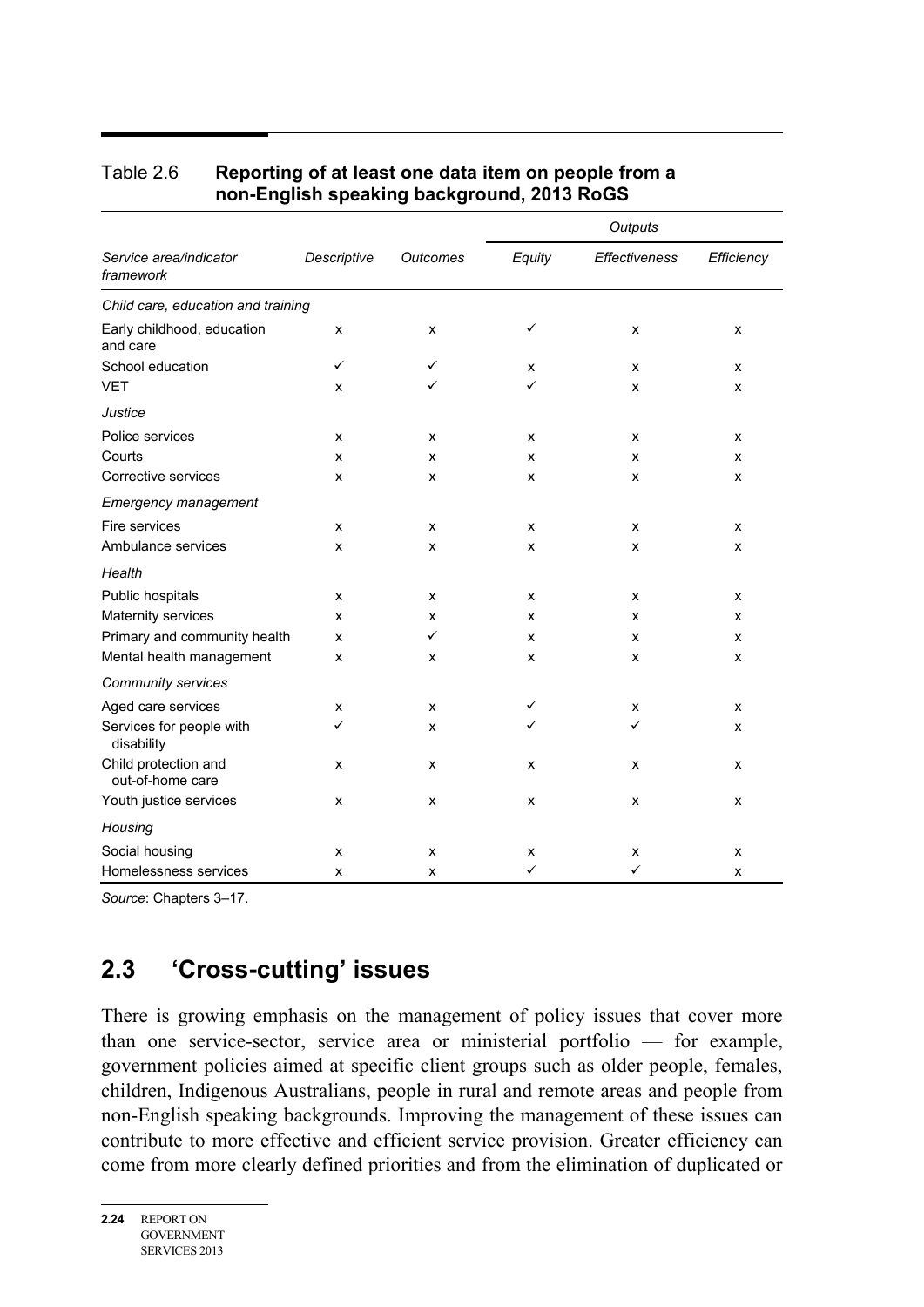Table 2.6 **Reporting of at least one data item on people from a non-English speaking background, 2013 RoGS**

| | | | *Outputs* | | |
|---|---|---|---|---|---|
| *Service area/indicator framework* | *Descriptive* | *Outcomes* | *Equity* | *Effectiveness* | *Efficiency* |
| *Child care, education and training* | | | | | |
| Early childhood, education and care | x | x | ✓ | x | x |
| School education | ✓ | ✓ | x | x | x |
| VET | x | ✓ | ✓ | x | x |
| *Justice* | | | | | |
| Police services | x | x | x | x | x |
| Courts | x | x | x | x | x |
| Corrective services | x | x | x | x | x |
| *Emergency management* | | | | | |
| Fire services | x | x | x | x | x |
| Ambulance services | x | x | x | x | x |
| *Health* | | | | | |
| Public hospitals | x | x | x | x | x |
| Maternity services | x | x | x | x | x |
| Primary and community health | x | ✓ | x | x | x |
| Mental health management | x | x | x | x | x |
| *Community services* | | | | | |
| Aged care services | x | x | ✓ | x | x |
| Services for people with disability | ✓ | x | ✓ | ✓ | x |
| Child protection and out-of-home care | x | x | x | x | x |
| Youth justice services | x | x | x | x | x |
| *Housing* | | | | | |
| Social housing | x | x | x | x | x |
| Homelessness services | x | x | ✓ | ✓ | x |

*Source*: Chapters 3–17.

## 2.3 'Cross-cutting' issues

There is growing emphasis on the management of policy issues that cover more than one service-sector, service area or ministerial portfolio — for example, government policies aimed at specific client groups such as older people, females, children, Indigenous Australians, people in rural and remote areas and people from non-English speaking backgrounds. Improving the management of these issues can contribute to more effective and efficient service provision. Greater efficiency can come from more clearly defined priorities and from the elimination of duplicated or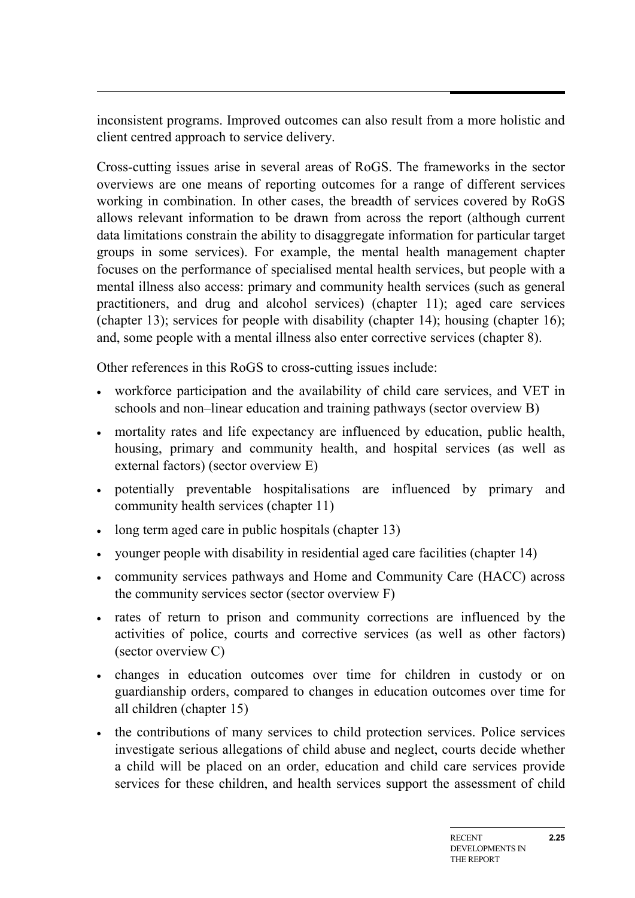inconsistent programs. Improved outcomes can also result from a more holistic and client centred approach to service delivery.

Cross-cutting issues arise in several areas of RoGS. The frameworks in the sector overviews are one means of reporting outcomes for a range of different services working in combination. In other cases, the breadth of services covered by RoGS allows relevant information to be drawn from across the report (although current data limitations constrain the ability to disaggregate information for particular target groups in some services). For example, the mental health management chapter focuses on the performance of specialised mental health services, but people with a mental illness also access: primary and community health services (such as general practitioners, and drug and alcohol services) (chapter 11); aged care services (chapter 13); services for people with disability (chapter 14); housing (chapter 16); and, some people with a mental illness also enter corrective services (chapter 8).

Other references in this RoGS to cross-cutting issues include:

- workforce participation and the availability of child care services, and VET in schools and non–linear education and training pathways (sector overview B)
- mortality rates and life expectancy are influenced by education, public health, housing, primary and community health, and hospital services (as well as external factors) (sector overview E)
- potentially preventable hospitalisations are influenced by primary and community health services (chapter 11)
- long term aged care in public hospitals (chapter 13)
- younger people with disability in residential aged care facilities (chapter 14)
- community services pathways and Home and Community Care (HACC) across the community services sector (sector overview F)
- rates of return to prison and community corrections are influenced by the activities of police, courts and corrective services (as well as other factors) (sector overview C)
- changes in education outcomes over time for children in custody or on guardianship orders, compared to changes in education outcomes over time for all children (chapter 15)
- the contributions of many services to child protection services. Police services investigate serious allegations of child abuse and neglect, courts decide whether a child will be placed on an order, education and child care services provide services for these children, and health services support the assessment of child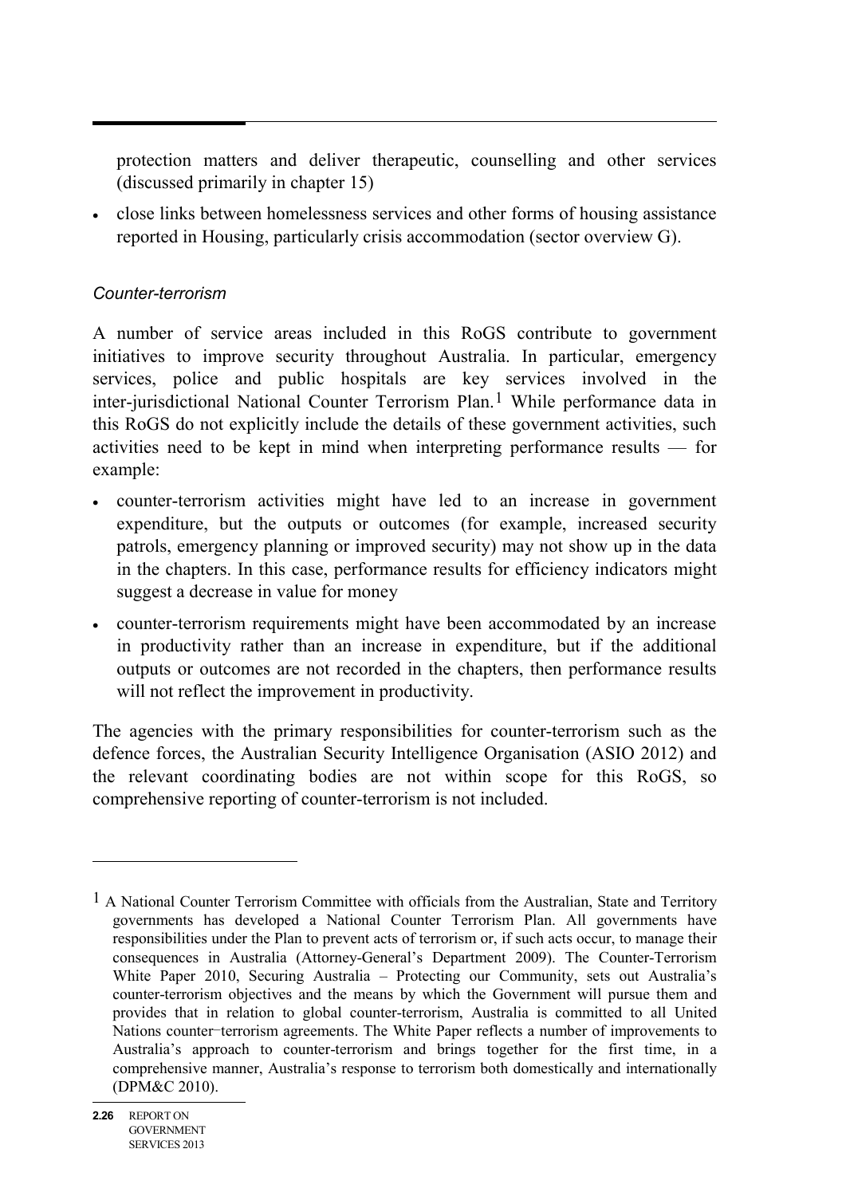protection matters and deliver therapeutic, counselling and other services (discussed primarily in chapter 15)

- close links between homelessness services and other forms of housing assistance reported in Housing, particularly crisis accommodation (sector overview G).

### *Counter-terrorism*

A number of service areas included in this RoGS contribute to government initiatives to improve security throughout Australia. In particular, emergency services, police and public hospitals are key services involved in the inter-jurisdictional National Counter Terrorism Plan.[1] While performance data in this RoGS do not explicitly include the details of these government activities, such activities need to be kept in mind when interpreting performance results — for example:

- counter-terrorism activities might have led to an increase in government expenditure, but the outputs or outcomes (for example, increased security patrols, emergency planning or improved security) may not show up in the data in the chapters. In this case, performance results for efficiency indicators might suggest a decrease in value for money
- counter-terrorism requirements might have been accommodated by an increase in productivity rather than an increase in expenditure, but if the additional outputs or outcomes are not recorded in the chapters, then performance results will not reflect the improvement in productivity.

The agencies with the primary responsibilities for counter-terrorism such as the defence forces, the Australian Security Intelligence Organisation (ASIO 2012) and the relevant coordinating bodies are not within scope for this RoGS, so comprehensive reporting of counter-terrorism is not included.

---

[1] A National Counter Terrorism Committee with officials from the Australian, State and Territory governments has developed a National Counter Terrorism Plan. All governments have responsibilities under the Plan to prevent acts of terrorism or, if such acts occur, to manage their consequences in Australia (Attorney-General's Department 2009). The Counter-Terrorism White Paper 2010, Securing Australia – Protecting our Community, sets out Australia's counter-terrorism objectives and the means by which the Government will pursue them and provides that in relation to global counter-terrorism, Australia is committed to all United Nations counter-terrorism agreements. The White Paper reflects a number of improvements to Australia's approach to counter-terrorism and brings together for the first time, in a comprehensive manner, Australia's response to terrorism both domestically and internationally (DPM&C 2010).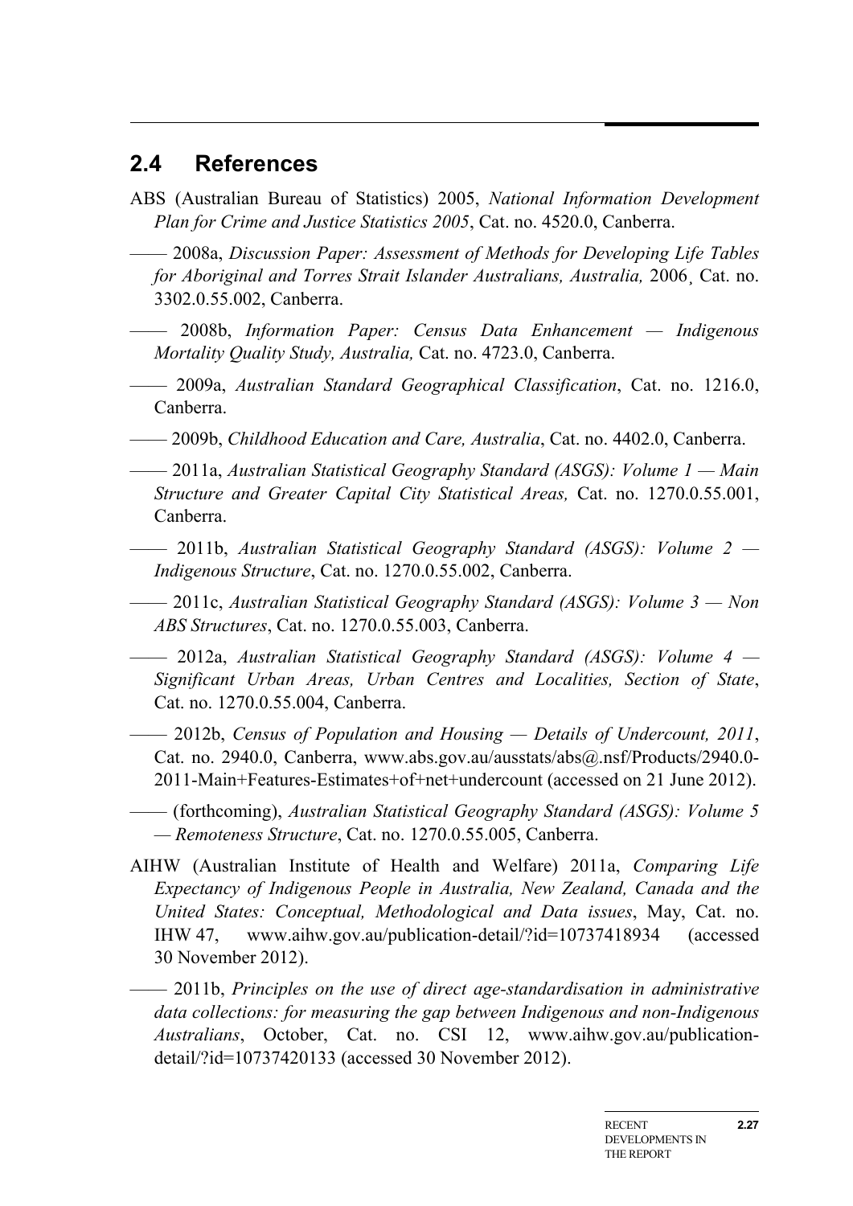## 2.4 References

ABS (Australian Bureau of Statistics) 2005, *National Information Development Plan for Crime and Justice Statistics 2005*, Cat. no. 4520.0, Canberra.

—— 2008a, *Discussion Paper: Assessment of Methods for Developing Life Tables for Aboriginal and Torres Strait Islander Australians, Australia,* 2006¸ Cat. no. 3302.0.55.002, Canberra.

—— 2008b, *Information Paper: Census Data Enhancement — Indigenous Mortality Quality Study, Australia,* Cat. no. 4723.0, Canberra.

—— 2009a, *Australian Standard Geographical Classification*, Cat. no. 1216.0, Canberra.

—— 2009b, *Childhood Education and Care, Australia*, Cat. no. 4402.0, Canberra.

—— 2011a, *Australian Statistical Geography Standard (ASGS): Volume 1 — Main Structure and Greater Capital City Statistical Areas,* Cat. no. 1270.0.55.001, Canberra.

—— 2011b, *Australian Statistical Geography Standard (ASGS): Volume 2 — Indigenous Structure*, Cat. no. 1270.0.55.002, Canberra.

—— 2011c, *Australian Statistical Geography Standard (ASGS): Volume 3 — Non ABS Structures*, Cat. no. 1270.0.55.003, Canberra.

—— 2012a, *Australian Statistical Geography Standard (ASGS): Volume 4 — Significant Urban Areas, Urban Centres and Localities, Section of State*, Cat. no. 1270.0.55.004, Canberra.

—— 2012b, *Census of Population and Housing — Details of Undercount, 2011*, Cat. no. 2940.0, Canberra, www.abs.gov.au/ausstats/abs@.nsf/Products/2940.0-2011-Main+Features-Estimates+of+net+undercount (accessed on 21 June 2012).

—— (forthcoming), *Australian Statistical Geography Standard (ASGS): Volume 5 — Remoteness Structure*, Cat. no. 1270.0.55.005, Canberra.

AIHW (Australian Institute of Health and Welfare) 2011a, *Comparing Life Expectancy of Indigenous People in Australia, New Zealand, Canada and the United States: Conceptual, Methodological and Data issues*, May, Cat. no. IHW 47, www.aihw.gov.au/publication-detail/?id=10737418934 (accessed 30 November 2012).

—— 2011b, *Principles on the use of direct age-standardisation in administrative data collections: for measuring the gap between Indigenous and non-Indigenous Australians*, October, Cat. no. CSI 12, www.aihw.gov.au/publication-detail/?id=10737420133 (accessed 30 November 2012).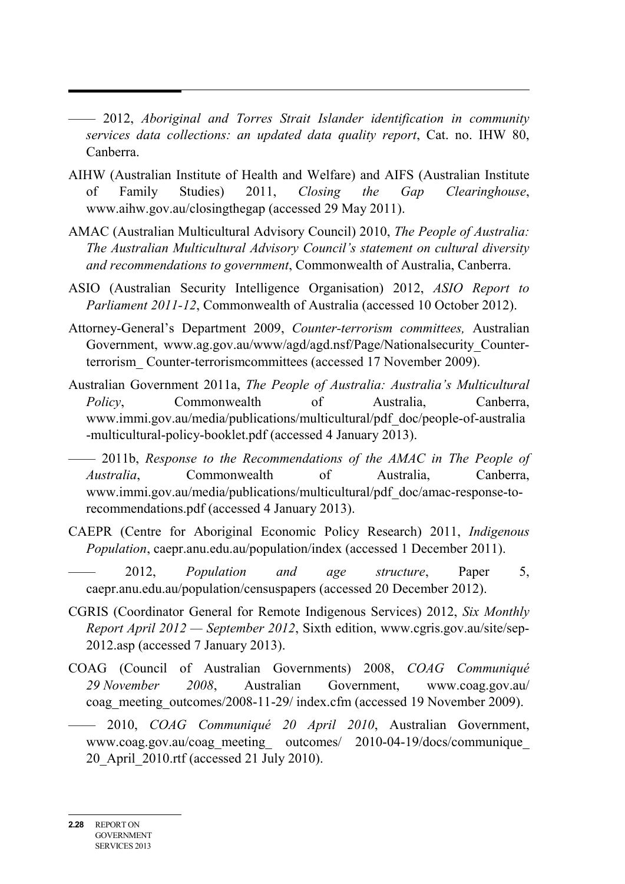—— 2012, *Aboriginal and Torres Strait Islander identification in community services data collections: an updated data quality report*, Cat. no. IHW 80, Canberra.

AIHW (Australian Institute of Health and Welfare) and AIFS (Australian Institute of Family Studies) 2011, *Closing the Gap Clearinghouse*, www.aihw.gov.au/closingthegap (accessed 29 May 2011).

AMAC (Australian Multicultural Advisory Council) 2010, *The People of Australia: The Australian Multicultural Advisory Council's statement on cultural diversity and recommendations to government*, Commonwealth of Australia, Canberra.

ASIO (Australian Security Intelligence Organisation) 2012, *ASIO Report to Parliament 2011-12*, Commonwealth of Australia (accessed 10 October 2012).

Attorney-General's Department 2009, *Counter-terrorism committees,* Australian Government, www.ag.gov.au/www/agd/agd.nsf/Page/Nationalsecurity_Counter-terrorism_ Counter-terrorismcommittees (accessed 17 November 2009).

Australian Government 2011a, *The People of Australia: Australia's Multicultural Policy*, Commonwealth of Australia, Canberra, www.immi.gov.au/media/publications/multicultural/pdf_doc/people-of-australia-multicultural-policy-booklet.pdf (accessed 4 January 2013).

—— 2011b, *Response to the Recommendations of the AMAC in The People of Australia*, Commonwealth of Australia, Canberra, www.immi.gov.au/media/publications/multicultural/pdf_doc/amac-response-to-recommendations.pdf (accessed 4 January 2013).

CAEPR (Centre for Aboriginal Economic Policy Research) 2011, *Indigenous Population*, caepr.anu.edu.au/population/index (accessed 1 December 2011).

—— 2012, *Population and age structure*, Paper 5, caepr.anu.edu.au/population/censuspapers (accessed 20 December 2012).

CGRIS (Coordinator General for Remote Indigenous Services) 2012, *Six Monthly Report April 2012 — September 2012*, Sixth edition, www.cgris.gov.au/site/sep-2012.asp (accessed 7 January 2013).

COAG (Council of Australian Governments) 2008, *COAG Communiqué 29 November 2008*, Australian Government, www.coag.gov.au/ coag_meeting_outcomes/2008-11-29/ index.cfm (accessed 19 November 2009).

—— 2010, *COAG Communiqué 20 April 2010*, Australian Government, www.coag.gov.au/coag_meeting_ outcomes/ 2010-04-19/docs/communique_ 20_April_2010.rtf (accessed 21 July 2010).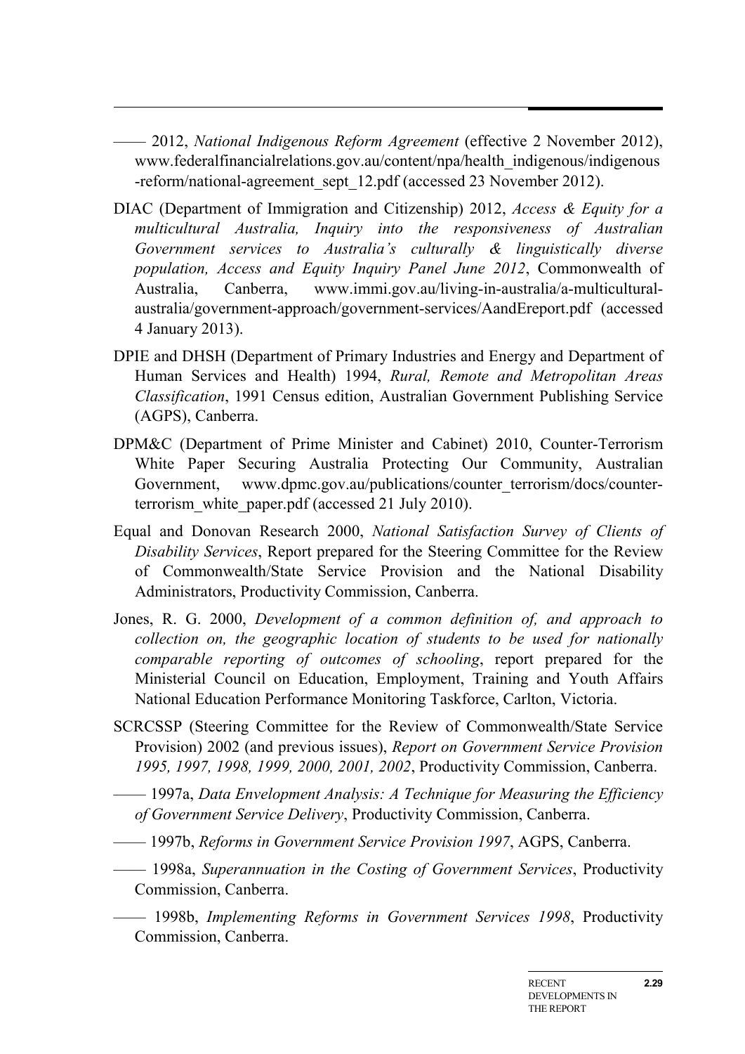—— 2012, *National Indigenous Reform Agreement* (effective 2 November 2012), www.federalfinancialrelations.gov.au/content/npa/health_indigenous/indigenous-reform/national-agreement_sept_12.pdf (accessed 23 November 2012).

DIAC (Department of Immigration and Citizenship) 2012, *Access & Equity for a multicultural Australia, Inquiry into the responsiveness of Australian Government services to Australia's culturally & linguistically diverse population, Access and Equity Inquiry Panel June 2012*, Commonwealth of Australia, Canberra, www.immi.gov.au/living-in-australia/a-multicultural-australia/government-approach/government-services/AandEreport.pdf (accessed 4 January 2013).

DPIE and DHSH (Department of Primary Industries and Energy and Department of Human Services and Health) 1994, *Rural, Remote and Metropolitan Areas Classification*, 1991 Census edition, Australian Government Publishing Service (AGPS), Canberra.

DPM&C (Department of Prime Minister and Cabinet) 2010, Counter-Terrorism White Paper Securing Australia Protecting Our Community, Australian Government, www.dpmc.gov.au/publications/counter_terrorism/docs/counter-terrorism_white_paper.pdf (accessed 21 July 2010).

Equal and Donovan Research 2000, *National Satisfaction Survey of Clients of Disability Services*, Report prepared for the Steering Committee for the Review of Commonwealth/State Service Provision and the National Disability Administrators, Productivity Commission, Canberra.

Jones, R. G. 2000, *Development of a common definition of, and approach to collection on, the geographic location of students to be used for nationally comparable reporting of outcomes of schooling*, report prepared for the Ministerial Council on Education, Employment, Training and Youth Affairs National Education Performance Monitoring Taskforce, Carlton, Victoria.

SCRCSSP (Steering Committee for the Review of Commonwealth/State Service Provision) 2002 (and previous issues), *Report on Government Service Provision 1995, 1997, 1998, 1999, 2000, 2001, 2002*, Productivity Commission, Canberra.

—— 1997a, *Data Envelopment Analysis: A Technique for Measuring the Efficiency of Government Service Delivery*, Productivity Commission, Canberra.

—— 1997b, *Reforms in Government Service Provision 1997*, AGPS, Canberra.

—— 1998a, *Superannuation in the Costing of Government Services*, Productivity Commission, Canberra.

—— 1998b, *Implementing Reforms in Government Services 1998*, Productivity Commission, Canberra.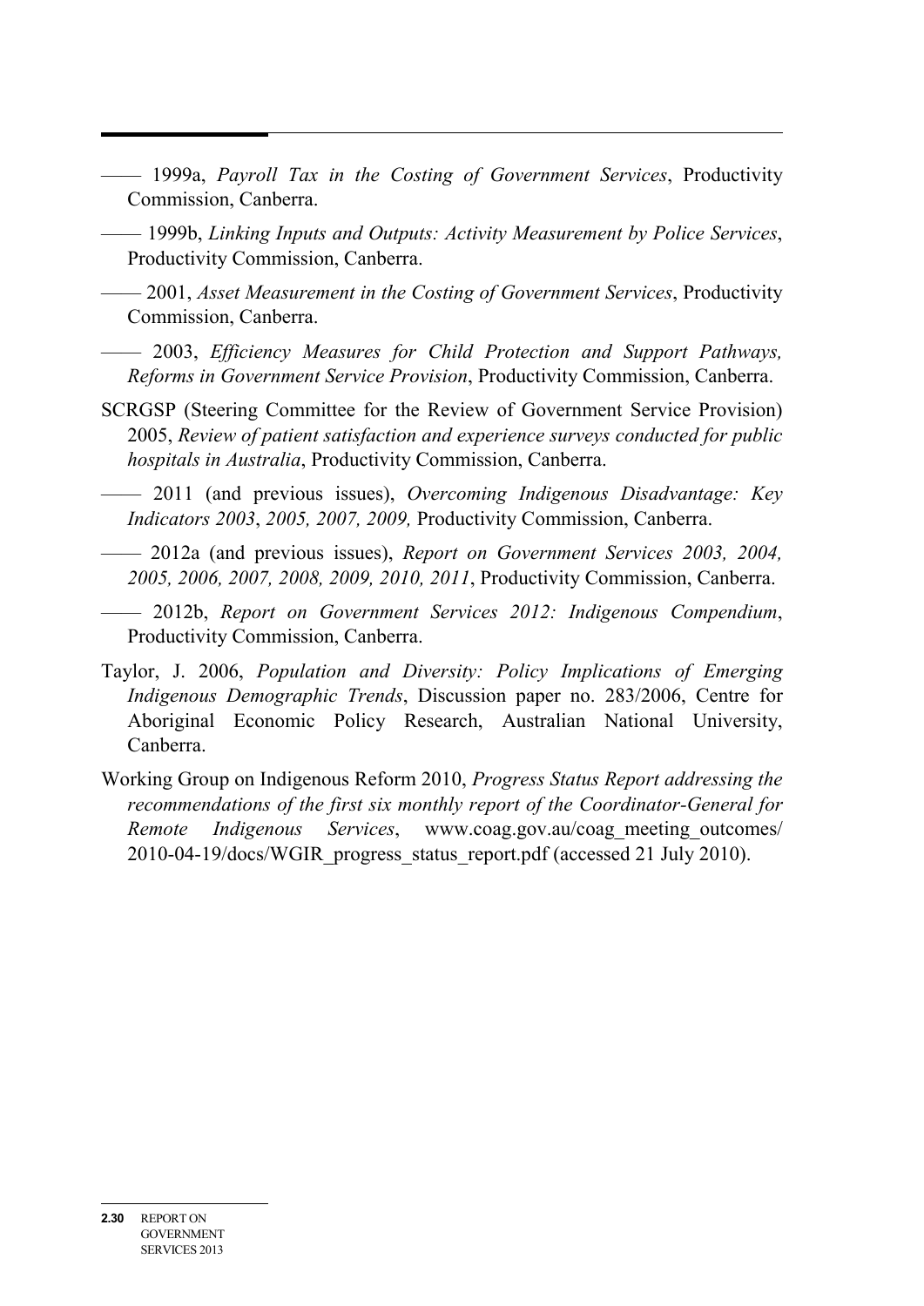—— 1999a, *Payroll Tax in the Costing of Government Services*, Productivity Commission, Canberra.

—— 1999b, *Linking Inputs and Outputs: Activity Measurement by Police Services*, Productivity Commission, Canberra.

—— 2001, *Asset Measurement in the Costing of Government Services*, Productivity Commission, Canberra.

—— 2003, *Efficiency Measures for Child Protection and Support Pathways, Reforms in Government Service Provision*, Productivity Commission, Canberra.

SCRGSP (Steering Committee for the Review of Government Service Provision) 2005, *Review of patient satisfaction and experience surveys conducted for public hospitals in Australia*, Productivity Commission, Canberra.

—— 2011 (and previous issues), *Overcoming Indigenous Disadvantage: Key Indicators 2003*, *2005, 2007, 2009,* Productivity Commission, Canberra.

—— 2012a (and previous issues), *Report on Government Services 2003, 2004, 2005, 2006, 2007, 2008, 2009, 2010, 2011*, Productivity Commission, Canberra.

—— 2012b, *Report on Government Services 2012: Indigenous Compendium*, Productivity Commission, Canberra.

Taylor, J. 2006, *Population and Diversity: Policy Implications of Emerging Indigenous Demographic Trends*, Discussion paper no. 283/2006, Centre for Aboriginal Economic Policy Research, Australian National University, Canberra.

Working Group on Indigenous Reform 2010, *Progress Status Report addressing the recommendations of the first six monthly report of the Coordinator-General for Remote Indigenous Services*, www.coag.gov.au/coag_meeting_outcomes/2010-04-19/docs/WGIR_progress_status_report.pdf (accessed 21 July 2010).